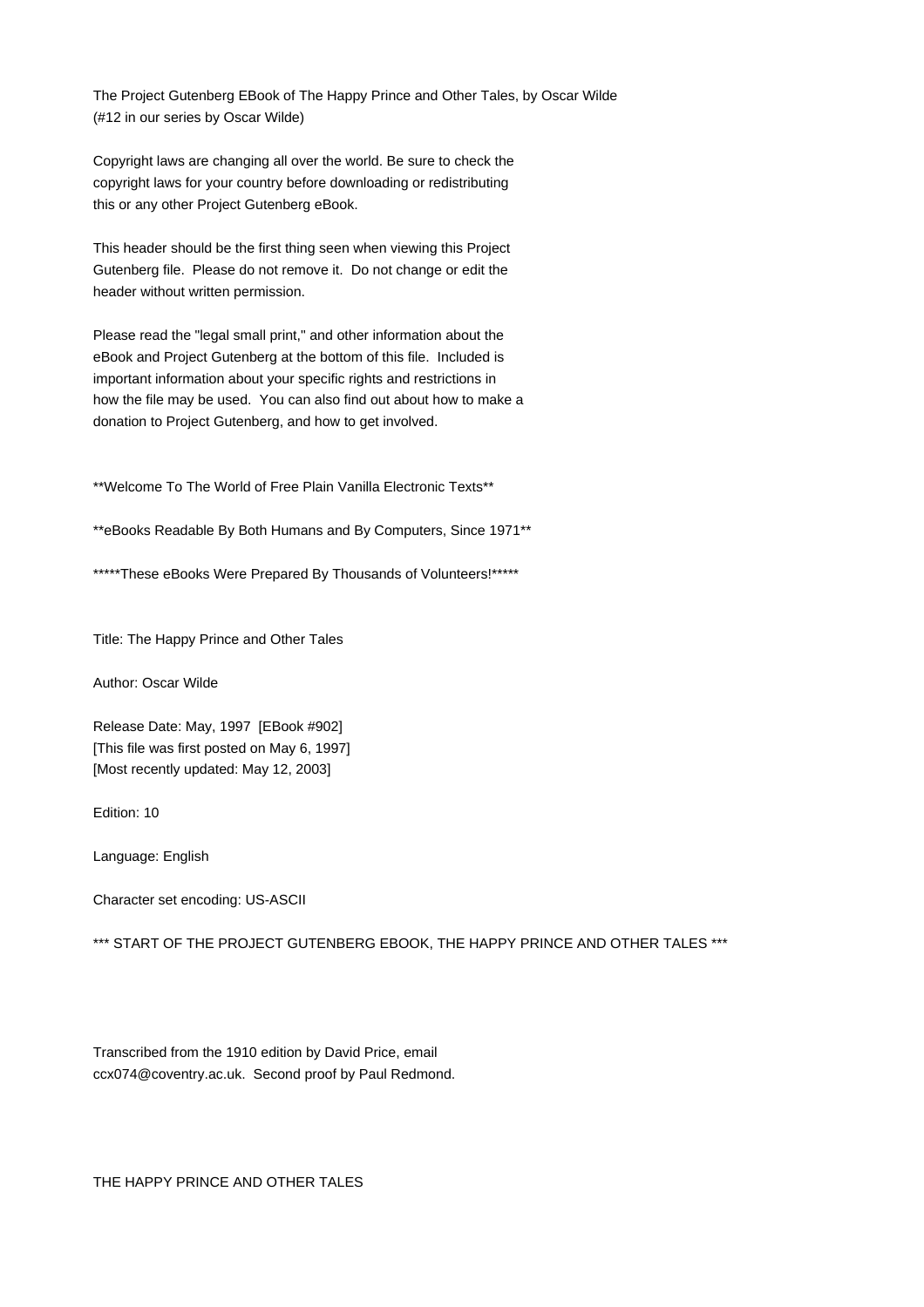The Project Gutenberg EBook of The Happy Prince and Other Tales, by Oscar Wilde
(#12 in our series by Oscar Wilde)

Copyright laws are changing all over the world. Be sure to check the
copyright laws for your country before downloading or redistributing
this or any other Project Gutenberg eBook.

This header should be the first thing seen when viewing this Project
Gutenberg file. Please do not remove it. Do not change or edit the
header without written permission.

Please read the "legal small print," and other information about the
eBook and Project Gutenberg at the bottom of this file. Included is
important information about your specific rights and restrictions in
how the file may be used. You can also find out about how to make a
donation to Project Gutenberg, and how to get involved.

**Welcome To The World of Free Plain Vanilla Electronic Texts**

**eBooks Readable By Both Humans and By Computers, Since 1971**

*****These eBooks Were Prepared By Thousands of Volunteers!*****

Title: The Happy Prince and Other Tales

Author: Oscar Wilde

Release Date: May, 1997 [EBook #902]
[This file was first posted on May 6, 1997]
[Most recently updated: May 12, 2003]

Edition: 10

Language: English

Character set encoding: US-ASCII

*** START OF THE PROJECT GUTENBERG EBOOK, THE HAPPY PRINCE AND OTHER TALES ***

Transcribed from the 1910 edition by David Price, email
ccx074@coventry.ac.uk. Second proof by Paul Redmond.

THE HAPPY PRINCE AND OTHER TALES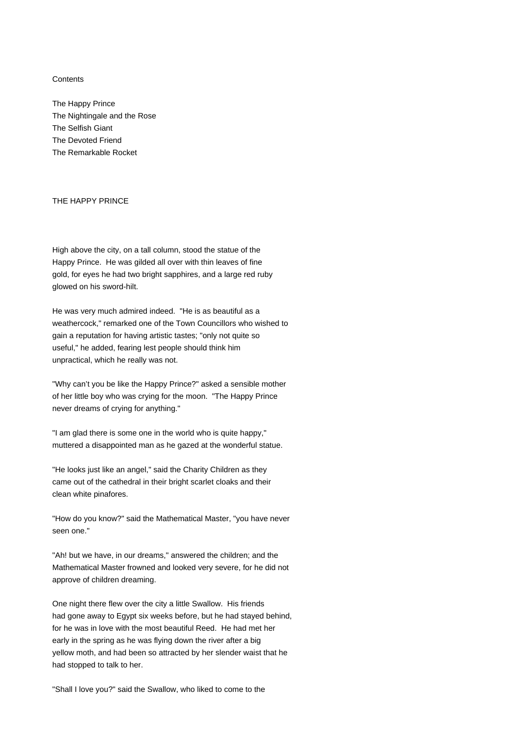Contents

The Happy Prince
The Nightingale and the Rose
The Selfish Giant
The Devoted Friend
The Remarkable Rocket

## THE HAPPY PRINCE

High above the city, on a tall column, stood the statue of the Happy Prince. He was gilded all over with thin leaves of fine gold, for eyes he had two bright sapphires, and a large red ruby glowed on his sword-hilt.

He was very much admired indeed. "He is as beautiful as a weathercock," remarked one of the Town Councillors who wished to gain a reputation for having artistic tastes; "only not quite so useful," he added, fearing lest people should think him unpractical, which he really was not.

"Why can't you be like the Happy Prince?" asked a sensible mother of her little boy who was crying for the moon. "The Happy Prince never dreams of crying for anything."

"I am glad there is some one in the world who is quite happy," muttered a disappointed man as he gazed at the wonderful statue.

"He looks just like an angel," said the Charity Children as they came out of the cathedral in their bright scarlet cloaks and their clean white pinafores.

"How do you know?" said the Mathematical Master, "you have never seen one."

"Ah! but we have, in our dreams," answered the children; and the Mathematical Master frowned and looked very severe, for he did not approve of children dreaming.

One night there flew over the city a little Swallow. His friends had gone away to Egypt six weeks before, but he had stayed behind, for he was in love with the most beautiful Reed. He had met her early in the spring as he was flying down the river after a big yellow moth, and had been so attracted by her slender waist that he had stopped to talk to her.

"Shall I love you?" said the Swallow, who liked to come to the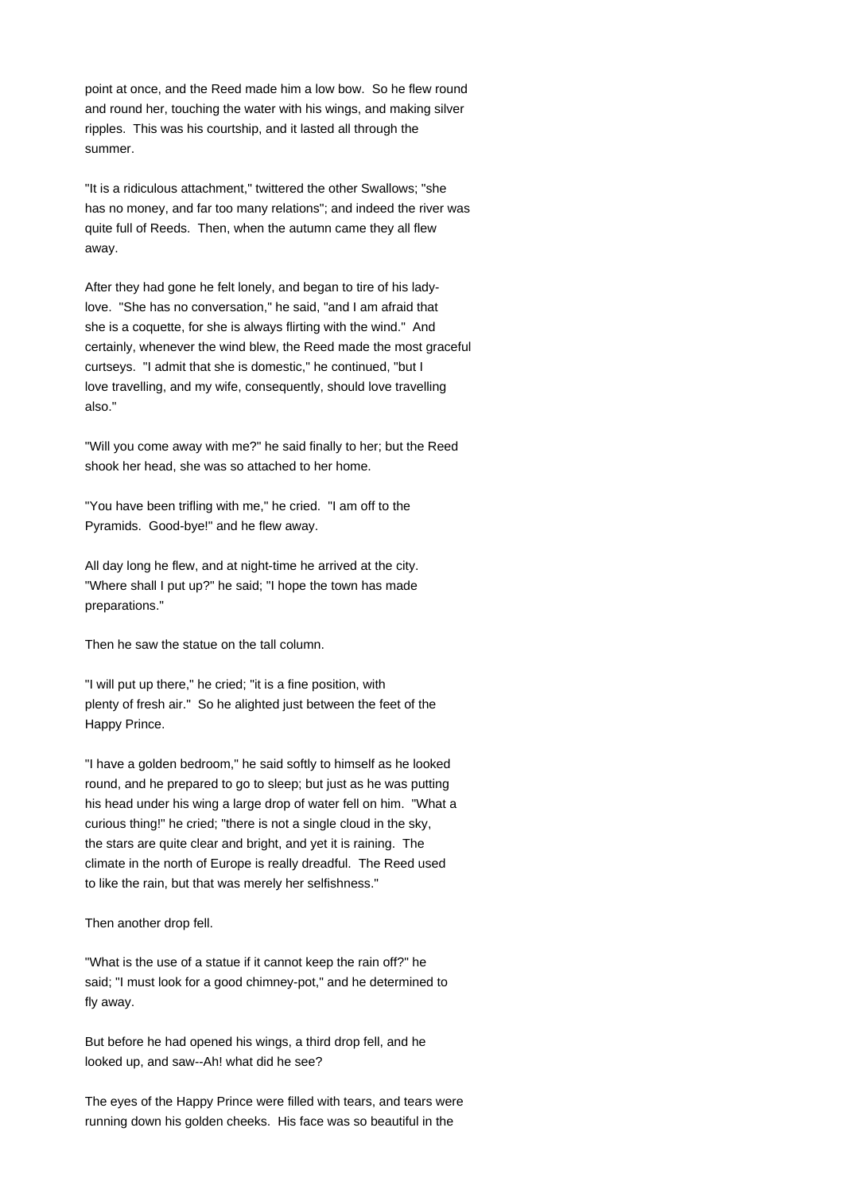point at once, and the Reed made him a low bow. So he flew round and round her, touching the water with his wings, and making silver ripples. This was his courtship, and it lasted all through the summer.

"It is a ridiculous attachment," twittered the other Swallows; "she has no money, and far too many relations"; and indeed the river was quite full of Reeds. Then, when the autumn came they all flew away.

After they had gone he felt lonely, and began to tire of his lady-love. "She has no conversation," he said, "and I am afraid that she is a coquette, for she is always flirting with the wind." And certainly, whenever the wind blew, the Reed made the most graceful curtseys. "I admit that she is domestic," he continued, "but I love travelling, and my wife, consequently, should love travelling also."

"Will you come away with me?" he said finally to her; but the Reed shook her head, she was so attached to her home.

"You have been trifling with me," he cried. "I am off to the Pyramids. Good-bye!" and he flew away.

All day long he flew, and at night-time he arrived at the city. "Where shall I put up?" he said; "I hope the town has made preparations."

Then he saw the statue on the tall column.

"I will put up there," he cried; "it is a fine position, with plenty of fresh air." So he alighted just between the feet of the Happy Prince.

"I have a golden bedroom," he said softly to himself as he looked round, and he prepared to go to sleep; but just as he was putting his head under his wing a large drop of water fell on him. "What a curious thing!" he cried; "there is not a single cloud in the sky, the stars are quite clear and bright, and yet it is raining. The climate in the north of Europe is really dreadful. The Reed used to like the rain, but that was merely her selfishness."

Then another drop fell.

"What is the use of a statue if it cannot keep the rain off?" he said; "I must look for a good chimney-pot," and he determined to fly away.

But before he had opened his wings, a third drop fell, and he looked up, and saw--Ah! what did he see?

The eyes of the Happy Prince were filled with tears, and tears were running down his golden cheeks. His face was so beautiful in the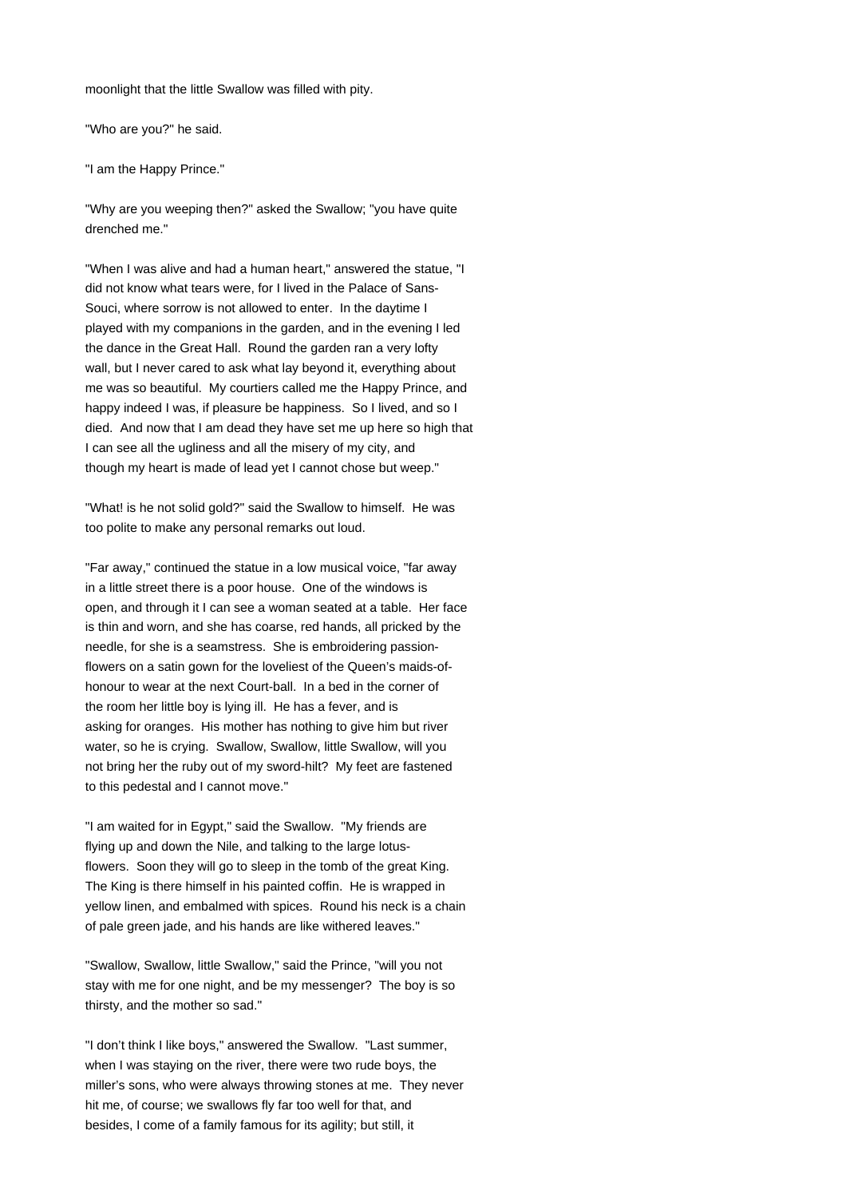moonlight that the little Swallow was filled with pity.

"Who are you?" he said.

"I am the Happy Prince."

"Why are you weeping then?" asked the Swallow; "you have quite drenched me."

"When I was alive and had a human heart," answered the statue, "I did not know what tears were, for I lived in the Palace of Sans-Souci, where sorrow is not allowed to enter. In the daytime I played with my companions in the garden, and in the evening I led the dance in the Great Hall. Round the garden ran a very lofty wall, but I never cared to ask what lay beyond it, everything about me was so beautiful. My courtiers called me the Happy Prince, and happy indeed I was, if pleasure be happiness. So I lived, and so I died. And now that I am dead they have set me up here so high that I can see all the ugliness and all the misery of my city, and though my heart is made of lead yet I cannot chose but weep."

"What! is he not solid gold?" said the Swallow to himself. He was too polite to make any personal remarks out loud.

"Far away," continued the statue in a low musical voice, "far away in a little street there is a poor house. One of the windows is open, and through it I can see a woman seated at a table. Her face is thin and worn, and she has coarse, red hands, all pricked by the needle, for she is a seamstress. She is embroidering passion-flowers on a satin gown for the loveliest of the Queen's maids-of-honour to wear at the next Court-ball. In a bed in the corner of the room her little boy is lying ill. He has a fever, and is asking for oranges. His mother has nothing to give him but river water, so he is crying. Swallow, Swallow, little Swallow, will you not bring her the ruby out of my sword-hilt? My feet are fastened to this pedestal and I cannot move."

"I am waited for in Egypt," said the Swallow. "My friends are flying up and down the Nile, and talking to the large lotus-flowers. Soon they will go to sleep in the tomb of the great King. The King is there himself in his painted coffin. He is wrapped in yellow linen, and embalmed with spices. Round his neck is a chain of pale green jade, and his hands are like withered leaves."

"Swallow, Swallow, little Swallow," said the Prince, "will you not stay with me for one night, and be my messenger? The boy is so thirsty, and the mother so sad."

"I don't think I like boys," answered the Swallow. "Last summer, when I was staying on the river, there were two rude boys, the miller's sons, who were always throwing stones at me. They never hit me, of course; we swallows fly far too well for that, and besides, I come of a family famous for its agility; but still, it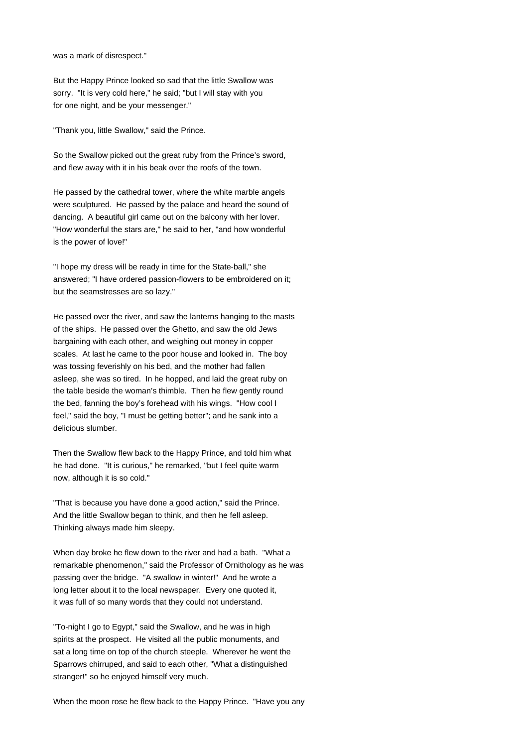was a mark of disrespect."

But the Happy Prince looked so sad that the little Swallow was sorry. "It is very cold here," he said; "but I will stay with you for one night, and be your messenger."

"Thank you, little Swallow," said the Prince.

So the Swallow picked out the great ruby from the Prince's sword, and flew away with it in his beak over the roofs of the town.

He passed by the cathedral tower, where the white marble angels were sculptured. He passed by the palace and heard the sound of dancing. A beautiful girl came out on the balcony with her lover. "How wonderful the stars are," he said to her, "and how wonderful is the power of love!"

"I hope my dress will be ready in time for the State-ball," she answered; "I have ordered passion-flowers to be embroidered on it; but the seamstresses are so lazy."

He passed over the river, and saw the lanterns hanging to the masts of the ships. He passed over the Ghetto, and saw the old Jews bargaining with each other, and weighing out money in copper scales. At last he came to the poor house and looked in. The boy was tossing feverishly on his bed, and the mother had fallen asleep, she was so tired. In he hopped, and laid the great ruby on the table beside the woman's thimble. Then he flew gently round the bed, fanning the boy's forehead with his wings. "How cool I feel," said the boy, "I must be getting better"; and he sank into a delicious slumber.

Then the Swallow flew back to the Happy Prince, and told him what he had done. "It is curious," he remarked, "but I feel quite warm now, although it is so cold."

"That is because you have done a good action," said the Prince. And the little Swallow began to think, and then he fell asleep. Thinking always made him sleepy.

When day broke he flew down to the river and had a bath. "What a remarkable phenomenon," said the Professor of Ornithology as he was passing over the bridge. "A swallow in winter!" And he wrote a long letter about it to the local newspaper. Every one quoted it, it was full of so many words that they could not understand.

"To-night I go to Egypt," said the Swallow, and he was in high spirits at the prospect. He visited all the public monuments, and sat a long time on top of the church steeple. Wherever he went the Sparrows chirruped, and said to each other, "What a distinguished stranger!" so he enjoyed himself very much.

When the moon rose he flew back to the Happy Prince. "Have you any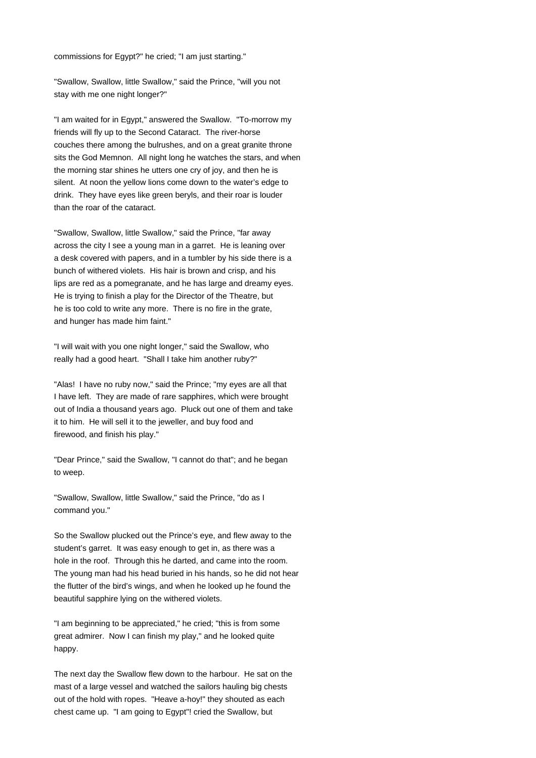commissions for Egypt?" he cried; "I am just starting."

"Swallow, Swallow, little Swallow," said the Prince, "will you not stay with me one night longer?"

"I am waited for in Egypt," answered the Swallow. "To-morrow my friends will fly up to the Second Cataract. The river-horse couches there among the bulrushes, and on a great granite throne sits the God Memnon. All night long he watches the stars, and when the morning star shines he utters one cry of joy, and then he is silent. At noon the yellow lions come down to the water's edge to drink. They have eyes like green beryls, and their roar is louder than the roar of the cataract.

"Swallow, Swallow, little Swallow," said the Prince, "far away across the city I see a young man in a garret. He is leaning over a desk covered with papers, and in a tumbler by his side there is a bunch of withered violets. His hair is brown and crisp, and his lips are red as a pomegranate, and he has large and dreamy eyes. He is trying to finish a play for the Director of the Theatre, but he is too cold to write any more. There is no fire in the grate, and hunger has made him faint."

"I will wait with you one night longer," said the Swallow, who really had a good heart. "Shall I take him another ruby?"

"Alas! I have no ruby now," said the Prince; "my eyes are all that I have left. They are made of rare sapphires, which were brought out of India a thousand years ago. Pluck out one of them and take it to him. He will sell it to the jeweller, and buy food and firewood, and finish his play."

"Dear Prince," said the Swallow, "I cannot do that"; and he began to weep.

"Swallow, Swallow, little Swallow," said the Prince, "do as I command you."

So the Swallow plucked out the Prince's eye, and flew away to the student's garret. It was easy enough to get in, as there was a hole in the roof. Through this he darted, and came into the room. The young man had his head buried in his hands, so he did not hear the flutter of the bird's wings, and when he looked up he found the beautiful sapphire lying on the withered violets.

"I am beginning to be appreciated," he cried; "this is from some great admirer. Now I can finish my play," and he looked quite happy.

The next day the Swallow flew down to the harbour. He sat on the mast of a large vessel and watched the sailors hauling big chests out of the hold with ropes. "Heave a-hoy!" they shouted as each chest came up. "I am going to Egypt"! cried the Swallow, but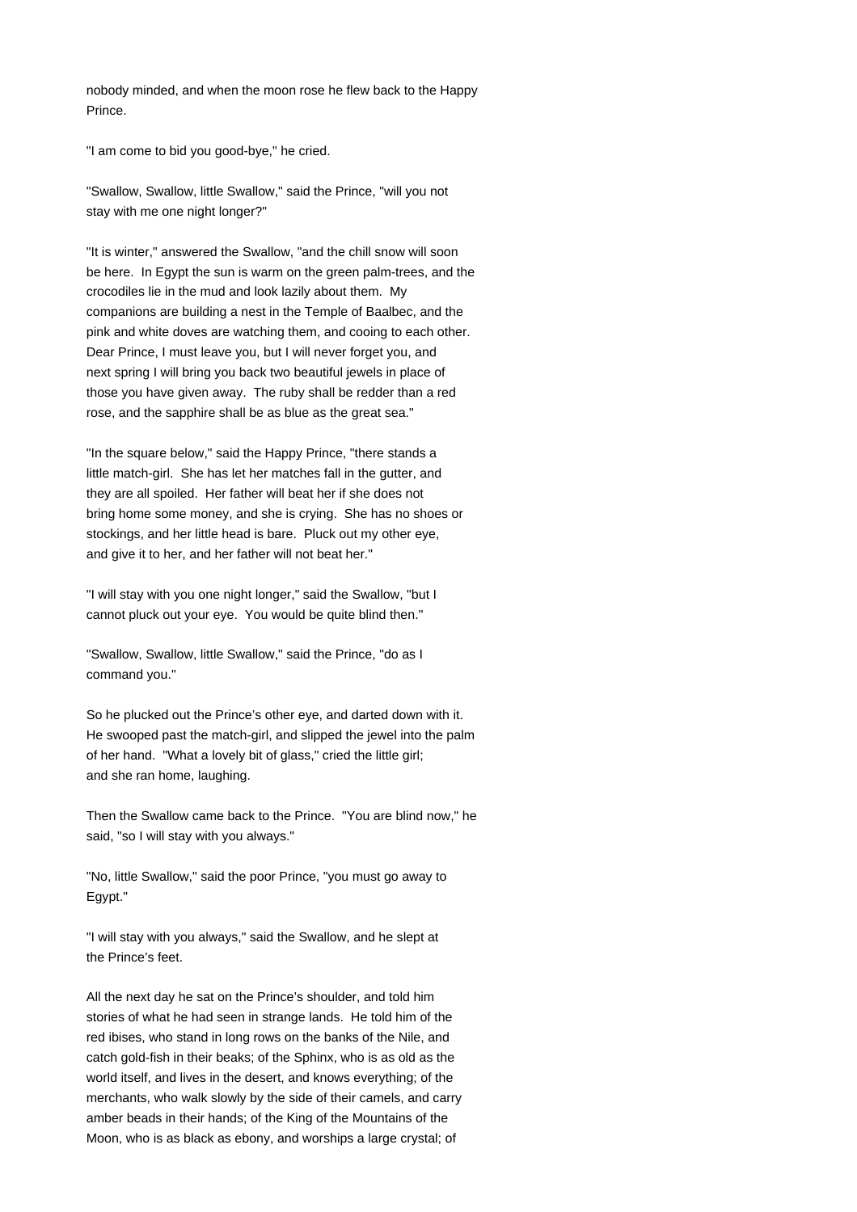nobody minded, and when the moon rose he flew back to the Happy Prince.

"I am come to bid you good-bye," he cried.

"Swallow, Swallow, little Swallow," said the Prince, "will you not stay with me one night longer?"

"It is winter," answered the Swallow, "and the chill snow will soon be here. In Egypt the sun is warm on the green palm-trees, and the crocodiles lie in the mud and look lazily about them. My companions are building a nest in the Temple of Baalbec, and the pink and white doves are watching them, and cooing to each other. Dear Prince, I must leave you, but I will never forget you, and next spring I will bring you back two beautiful jewels in place of those you have given away. The ruby shall be redder than a red rose, and the sapphire shall be as blue as the great sea."

"In the square below," said the Happy Prince, "there stands a little match-girl. She has let her matches fall in the gutter, and they are all spoiled. Her father will beat her if she does not bring home some money, and she is crying. She has no shoes or stockings, and her little head is bare. Pluck out my other eye, and give it to her, and her father will not beat her."

"I will stay with you one night longer," said the Swallow, "but I cannot pluck out your eye. You would be quite blind then."

"Swallow, Swallow, little Swallow," said the Prince, "do as I command you."

So he plucked out the Prince's other eye, and darted down with it. He swooped past the match-girl, and slipped the jewel into the palm of her hand. "What a lovely bit of glass," cried the little girl; and she ran home, laughing.

Then the Swallow came back to the Prince. "You are blind now," he said, "so I will stay with you always."

"No, little Swallow," said the poor Prince, "you must go away to Egypt."

"I will stay with you always," said the Swallow, and he slept at the Prince's feet.

All the next day he sat on the Prince's shoulder, and told him stories of what he had seen in strange lands. He told him of the red ibises, who stand in long rows on the banks of the Nile, and catch gold-fish in their beaks; of the Sphinx, who is as old as the world itself, and lives in the desert, and knows everything; of the merchants, who walk slowly by the side of their camels, and carry amber beads in their hands; of the King of the Mountains of the Moon, who is as black as ebony, and worships a large crystal; of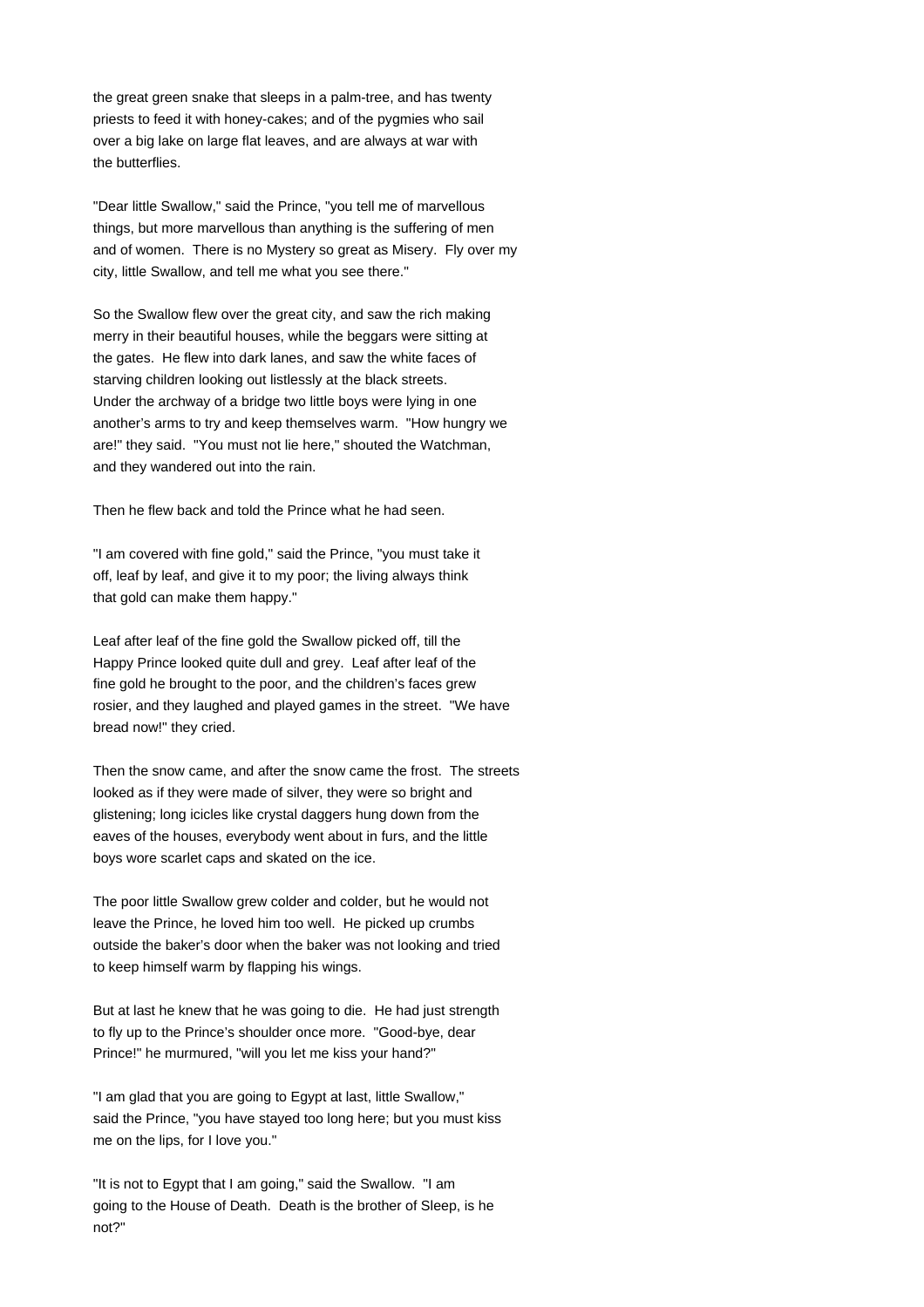the great green snake that sleeps in a palm-tree, and has twenty priests to feed it with honey-cakes; and of the pygmies who sail over a big lake on large flat leaves, and are always at war with the butterflies.

"Dear little Swallow," said the Prince, "you tell me of marvellous things, but more marvellous than anything is the suffering of men and of women. There is no Mystery so great as Misery. Fly over my city, little Swallow, and tell me what you see there."

So the Swallow flew over the great city, and saw the rich making merry in their beautiful houses, while the beggars were sitting at the gates. He flew into dark lanes, and saw the white faces of starving children looking out listlessly at the black streets. Under the archway of a bridge two little boys were lying in one another's arms to try and keep themselves warm. "How hungry we are!" they said. "You must not lie here," shouted the Watchman, and they wandered out into the rain.

Then he flew back and told the Prince what he had seen.

"I am covered with fine gold," said the Prince, "you must take it off, leaf by leaf, and give it to my poor; the living always think that gold can make them happy."

Leaf after leaf of the fine gold the Swallow picked off, till the Happy Prince looked quite dull and grey. Leaf after leaf of the fine gold he brought to the poor, and the children's faces grew rosier, and they laughed and played games in the street. "We have bread now!" they cried.

Then the snow came, and after the snow came the frost. The streets looked as if they were made of silver, they were so bright and glistening; long icicles like crystal daggers hung down from the eaves of the houses, everybody went about in furs, and the little boys wore scarlet caps and skated on the ice.

The poor little Swallow grew colder and colder, but he would not leave the Prince, he loved him too well. He picked up crumbs outside the baker's door when the baker was not looking and tried to keep himself warm by flapping his wings.

But at last he knew that he was going to die. He had just strength to fly up to the Prince's shoulder once more. "Good-bye, dear Prince!" he murmured, "will you let me kiss your hand?"

"I am glad that you are going to Egypt at last, little Swallow," said the Prince, "you have stayed too long here; but you must kiss me on the lips, for I love you."

"It is not to Egypt that I am going," said the Swallow. "I am going to the House of Death. Death is the brother of Sleep, is he not?"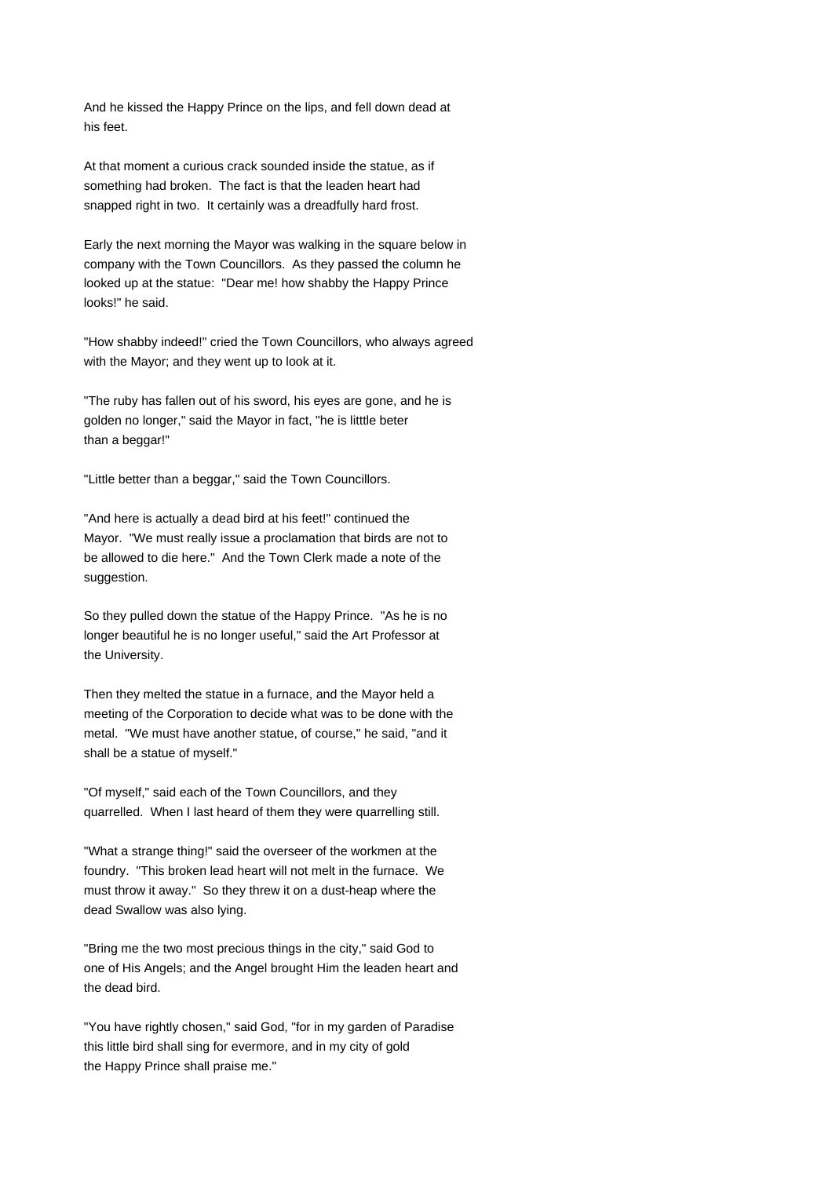And he kissed the Happy Prince on the lips, and fell down dead at his feet.

At that moment a curious crack sounded inside the statue, as if something had broken. The fact is that the leaden heart had snapped right in two. It certainly was a dreadfully hard frost.

Early the next morning the Mayor was walking in the square below in company with the Town Councillors. As they passed the column he looked up at the statue: "Dear me! how shabby the Happy Prince looks!" he said.

"How shabby indeed!" cried the Town Councillors, who always agreed with the Mayor; and they went up to look at it.

"The ruby has fallen out of his sword, his eyes are gone, and he is golden no longer," said the Mayor in fact, "he is litttle beter than a beggar!"

"Little better than a beggar," said the Town Councillors.

"And here is actually a dead bird at his feet!" continued the Mayor. "We must really issue a proclamation that birds are not to be allowed to die here." And the Town Clerk made a note of the suggestion.

So they pulled down the statue of the Happy Prince. "As he is no longer beautiful he is no longer useful," said the Art Professor at the University.

Then they melted the statue in a furnace, and the Mayor held a meeting of the Corporation to decide what was to be done with the metal. "We must have another statue, of course," he said, "and it shall be a statue of myself."

"Of myself," said each of the Town Councillors, and they quarrelled. When I last heard of them they were quarrelling still.

"What a strange thing!" said the overseer of the workmen at the foundry. "This broken lead heart will not melt in the furnace. We must throw it away." So they threw it on a dust-heap where the dead Swallow was also lying.

"Bring me the two most precious things in the city," said God to one of His Angels; and the Angel brought Him the leaden heart and the dead bird.

"You have rightly chosen," said God, "for in my garden of Paradise this little bird shall sing for evermore, and in my city of gold the Happy Prince shall praise me."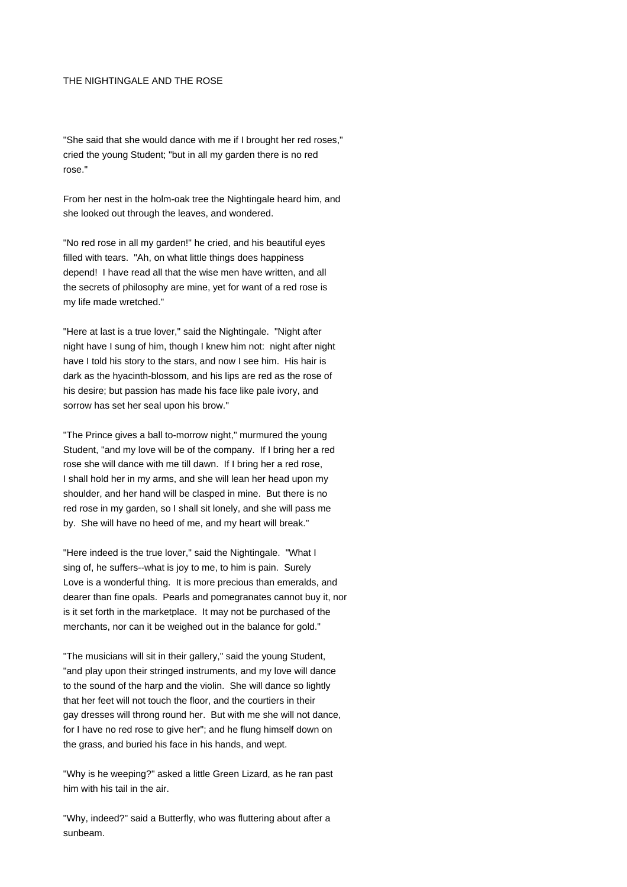# THE NIGHTINGALE AND THE ROSE

"She said that she would dance with me if I brought her red roses," cried the young Student; "but in all my garden there is no red rose."

From her nest in the holm-oak tree the Nightingale heard him, and she looked out through the leaves, and wondered.

"No red rose in all my garden!" he cried, and his beautiful eyes filled with tears. "Ah, on what little things does happiness depend! I have read all that the wise men have written, and all the secrets of philosophy are mine, yet for want of a red rose is my life made wretched."

"Here at last is a true lover," said the Nightingale. "Night after night have I sung of him, though I knew him not: night after night have I told his story to the stars, and now I see him. His hair is dark as the hyacinth-blossom, and his lips are red as the rose of his desire; but passion has made his face like pale ivory, and sorrow has set her seal upon his brow."

"The Prince gives a ball to-morrow night," murmured the young Student, "and my love will be of the company. If I bring her a red rose she will dance with me till dawn. If I bring her a red rose, I shall hold her in my arms, and she will lean her head upon my shoulder, and her hand will be clasped in mine. But there is no red rose in my garden, so I shall sit lonely, and she will pass me by. She will have no heed of me, and my heart will break."

"Here indeed is the true lover," said the Nightingale. "What I sing of, he suffers--what is joy to me, to him is pain. Surely Love is a wonderful thing. It is more precious than emeralds, and dearer than fine opals. Pearls and pomegranates cannot buy it, nor is it set forth in the marketplace. It may not be purchased of the merchants, nor can it be weighed out in the balance for gold."

"The musicians will sit in their gallery," said the young Student, "and play upon their stringed instruments, and my love will dance to the sound of the harp and the violin. She will dance so lightly that her feet will not touch the floor, and the courtiers in their gay dresses will throng round her. But with me she will not dance, for I have no red rose to give her"; and he flung himself down on the grass, and buried his face in his hands, and wept.

"Why is he weeping?" asked a little Green Lizard, as he ran past him with his tail in the air.

"Why, indeed?" said a Butterfly, who was fluttering about after a sunbeam.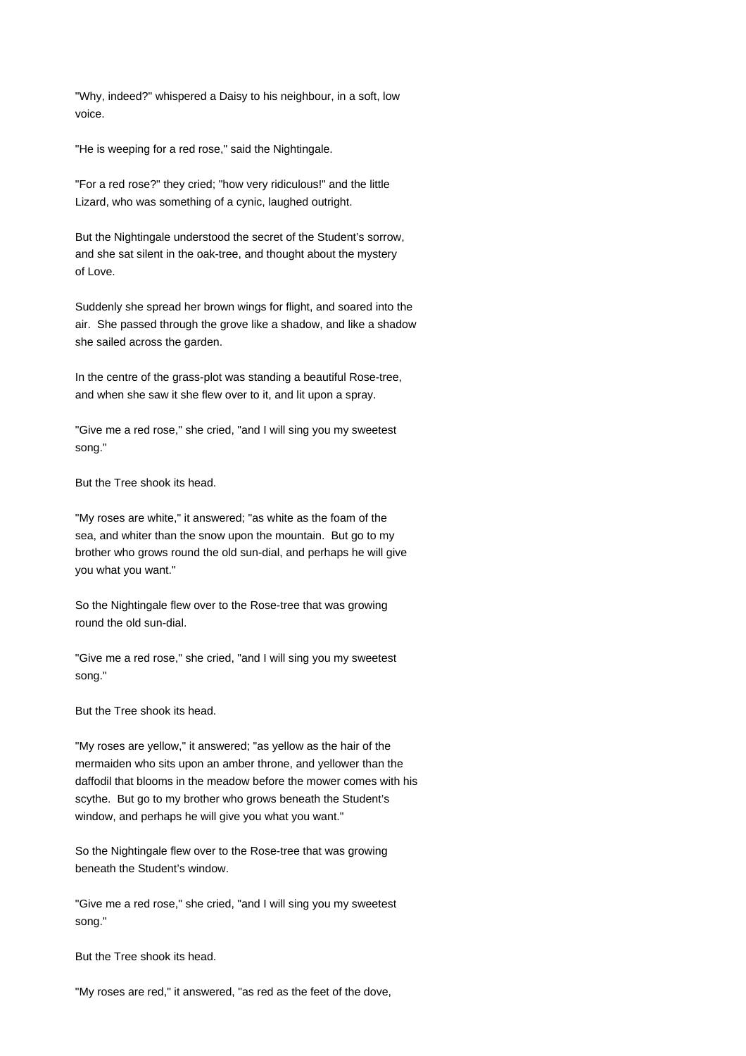"Why, indeed?" whispered a Daisy to his neighbour, in a soft, low voice.

"He is weeping for a red rose," said the Nightingale.

"For a red rose?" they cried; "how very ridiculous!" and the little Lizard, who was something of a cynic, laughed outright.

But the Nightingale understood the secret of the Student's sorrow, and she sat silent in the oak-tree, and thought about the mystery of Love.

Suddenly she spread her brown wings for flight, and soared into the air. She passed through the grove like a shadow, and like a shadow she sailed across the garden.

In the centre of the grass-plot was standing a beautiful Rose-tree, and when she saw it she flew over to it, and lit upon a spray.

"Give me a red rose," she cried, "and I will sing you my sweetest song."

But the Tree shook its head.

"My roses are white," it answered; "as white as the foam of the sea, and whiter than the snow upon the mountain. But go to my brother who grows round the old sun-dial, and perhaps he will give you what you want."

So the Nightingale flew over to the Rose-tree that was growing round the old sun-dial.

"Give me a red rose," she cried, "and I will sing you my sweetest song."

But the Tree shook its head.

"My roses are yellow," it answered; "as yellow as the hair of the mermaiden who sits upon an amber throne, and yellower than the daffodil that blooms in the meadow before the mower comes with his scythe. But go to my brother who grows beneath the Student's window, and perhaps he will give you what you want."

So the Nightingale flew over to the Rose-tree that was growing beneath the Student's window.

"Give me a red rose," she cried, "and I will sing you my sweetest song."

But the Tree shook its head.

"My roses are red," it answered, "as red as the feet of the dove,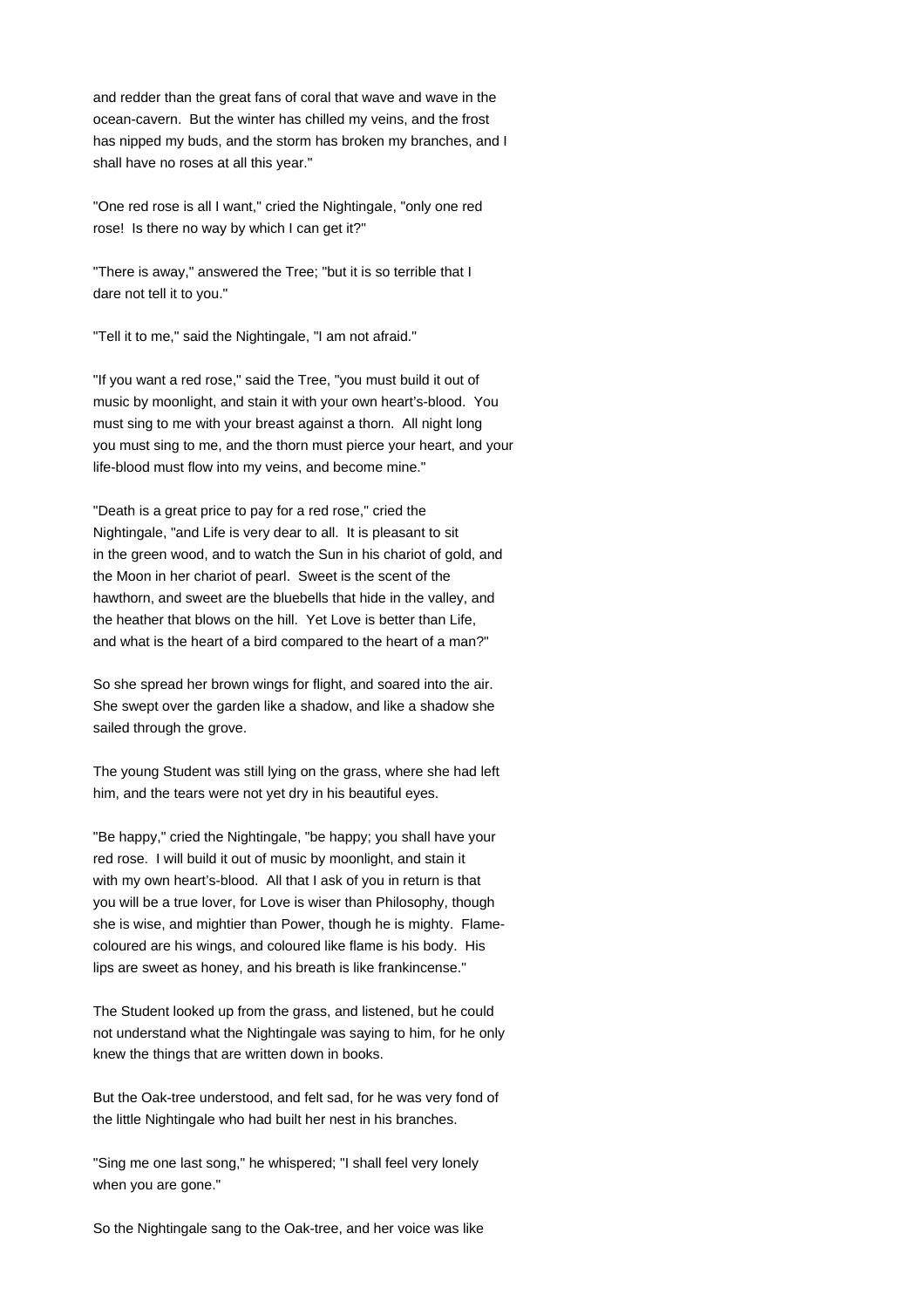and redder than the great fans of coral that wave and wave in the ocean-cavern. But the winter has chilled my veins, and the frost has nipped my buds, and the storm has broken my branches, and I shall have no roses at all this year."

"One red rose is all I want," cried the Nightingale, "only one red rose! Is there no way by which I can get it?"

"There is away," answered the Tree; "but it is so terrible that I dare not tell it to you."

"Tell it to me," said the Nightingale, "I am not afraid."

"If you want a red rose," said the Tree, "you must build it out of music by moonlight, and stain it with your own heart's-blood. You must sing to me with your breast against a thorn. All night long you must sing to me, and the thorn must pierce your heart, and your life-blood must flow into my veins, and become mine."

"Death is a great price to pay for a red rose," cried the Nightingale, "and Life is very dear to all. It is pleasant to sit in the green wood, and to watch the Sun in his chariot of gold, and the Moon in her chariot of pearl. Sweet is the scent of the hawthorn, and sweet are the bluebells that hide in the valley, and the heather that blows on the hill. Yet Love is better than Life, and what is the heart of a bird compared to the heart of a man?"

So she spread her brown wings for flight, and soared into the air. She swept over the garden like a shadow, and like a shadow she sailed through the grove.

The young Student was still lying on the grass, where she had left him, and the tears were not yet dry in his beautiful eyes.

"Be happy," cried the Nightingale, "be happy; you shall have your red rose. I will build it out of music by moonlight, and stain it with my own heart's-blood. All that I ask of you in return is that you will be a true lover, for Love is wiser than Philosophy, though she is wise, and mightier than Power, though he is mighty. Flame-coloured are his wings, and coloured like flame is his body. His lips are sweet as honey, and his breath is like frankincense."

The Student looked up from the grass, and listened, but he could not understand what the Nightingale was saying to him, for he only knew the things that are written down in books.

But the Oak-tree understood, and felt sad, for he was very fond of the little Nightingale who had built her nest in his branches.

"Sing me one last song," he whispered; "I shall feel very lonely when you are gone."

So the Nightingale sang to the Oak-tree, and her voice was like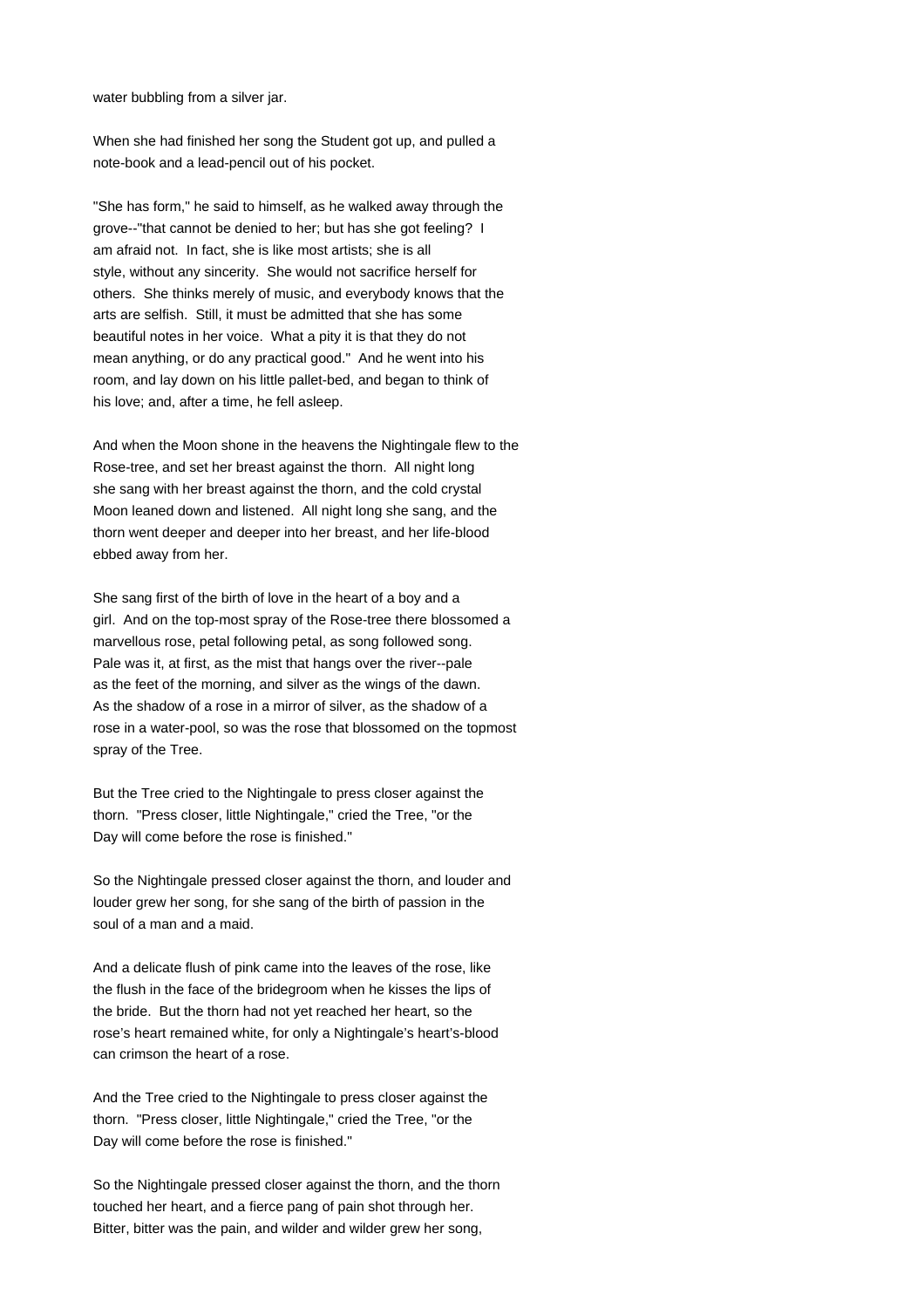water bubbling from a silver jar.

When she had finished her song the Student got up, and pulled a note-book and a lead-pencil out of his pocket.

"She has form," he said to himself, as he walked away through the grove--"that cannot be denied to her; but has she got feeling? I am afraid not. In fact, she is like most artists; she is all style, without any sincerity. She would not sacrifice herself for others. She thinks merely of music, and everybody knows that the arts are selfish. Still, it must be admitted that she has some beautiful notes in her voice. What a pity it is that they do not mean anything, or do any practical good." And he went into his room, and lay down on his little pallet-bed, and began to think of his love; and, after a time, he fell asleep.

And when the Moon shone in the heavens the Nightingale flew to the Rose-tree, and set her breast against the thorn. All night long she sang with her breast against the thorn, and the cold crystal Moon leaned down and listened. All night long she sang, and the thorn went deeper and deeper into her breast, and her life-blood ebbed away from her.

She sang first of the birth of love in the heart of a boy and a girl. And on the top-most spray of the Rose-tree there blossomed a marvellous rose, petal following petal, as song followed song. Pale was it, at first, as the mist that hangs over the river--pale as the feet of the morning, and silver as the wings of the dawn. As the shadow of a rose in a mirror of silver, as the shadow of a rose in a water-pool, so was the rose that blossomed on the topmost spray of the Tree.

But the Tree cried to the Nightingale to press closer against the thorn. "Press closer, little Nightingale," cried the Tree, "or the Day will come before the rose is finished."

So the Nightingale pressed closer against the thorn, and louder and louder grew her song, for she sang of the birth of passion in the soul of a man and a maid.

And a delicate flush of pink came into the leaves of the rose, like the flush in the face of the bridegroom when he kisses the lips of the bride. But the thorn had not yet reached her heart, so the rose's heart remained white, for only a Nightingale's heart's-blood can crimson the heart of a rose.

And the Tree cried to the Nightingale to press closer against the thorn. "Press closer, little Nightingale," cried the Tree, "or the Day will come before the rose is finished."

So the Nightingale pressed closer against the thorn, and the thorn touched her heart, and a fierce pang of pain shot through her. Bitter, bitter was the pain, and wilder and wilder grew her song,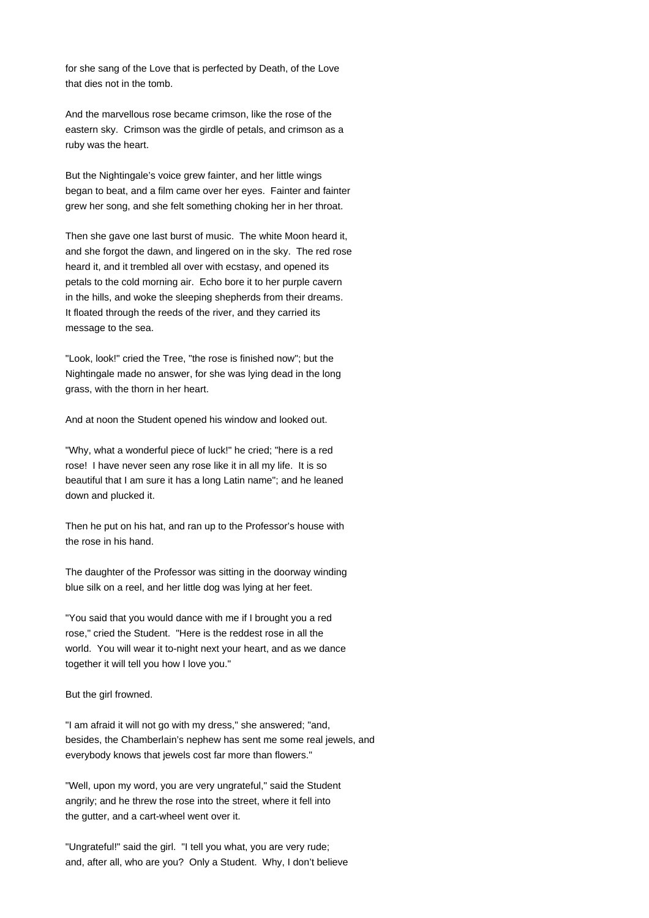for she sang of the Love that is perfected by Death, of the Love that dies not in the tomb.

And the marvellous rose became crimson, like the rose of the eastern sky. Crimson was the girdle of petals, and crimson as a ruby was the heart.

But the Nightingale's voice grew fainter, and her little wings began to beat, and a film came over her eyes. Fainter and fainter grew her song, and she felt something choking her in her throat.

Then she gave one last burst of music. The white Moon heard it, and she forgot the dawn, and lingered on in the sky. The red rose heard it, and it trembled all over with ecstasy, and opened its petals to the cold morning air. Echo bore it to her purple cavern in the hills, and woke the sleeping shepherds from their dreams. It floated through the reeds of the river, and they carried its message to the sea.

"Look, look!" cried the Tree, "the rose is finished now"; but the Nightingale made no answer, for she was lying dead in the long grass, with the thorn in her heart.

And at noon the Student opened his window and looked out.

"Why, what a wonderful piece of luck!" he cried; "here is a red rose! I have never seen any rose like it in all my life. It is so beautiful that I am sure it has a long Latin name"; and he leaned down and plucked it.

Then he put on his hat, and ran up to the Professor's house with the rose in his hand.

The daughter of the Professor was sitting in the doorway winding blue silk on a reel, and her little dog was lying at her feet.

"You said that you would dance with me if I brought you a red rose," cried the Student. "Here is the reddest rose in all the world. You will wear it to-night next your heart, and as we dance together it will tell you how I love you."

But the girl frowned.

"I am afraid it will not go with my dress," she answered; "and, besides, the Chamberlain's nephew has sent me some real jewels, and everybody knows that jewels cost far more than flowers."

"Well, upon my word, you are very ungrateful," said the Student angrily; and he threw the rose into the street, where it fell into the gutter, and a cart-wheel went over it.

"Ungrateful!" said the girl. "I tell you what, you are very rude; and, after all, who are you? Only a Student. Why, I don't believe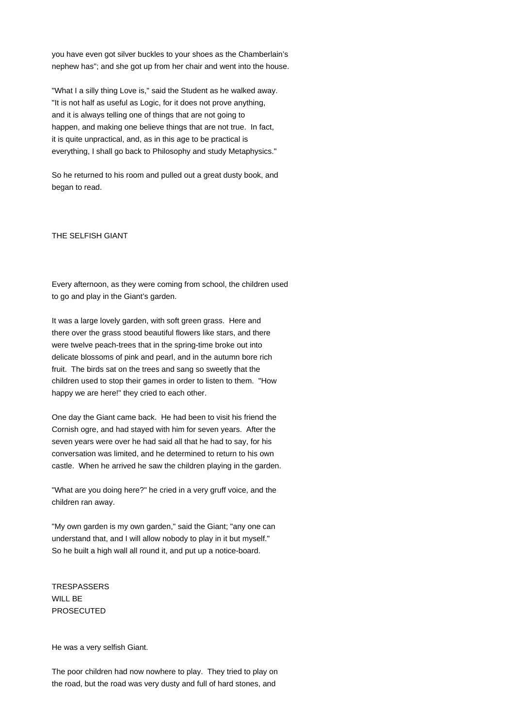you have even got silver buckles to your shoes as the Chamberlain's nephew has"; and she got up from her chair and went into the house.

"What I a silly thing Love is," said the Student as he walked away. "It is not half as useful as Logic, for it does not prove anything, and it is always telling one of things that are not going to happen, and making one believe things that are not true. In fact, it is quite unpractical, and, as in this age to be practical is everything, I shall go back to Philosophy and study Metaphysics."

So he returned to his room and pulled out a great dusty book, and began to read.

## THE SELFISH GIANT

Every afternoon, as they were coming from school, the children used to go and play in the Giant's garden.

It was a large lovely garden, with soft green grass. Here and there over the grass stood beautiful flowers like stars, and there were twelve peach-trees that in the spring-time broke out into delicate blossoms of pink and pearl, and in the autumn bore rich fruit. The birds sat on the trees and sang so sweetly that the children used to stop their games in order to listen to them. "How happy we are here!" they cried to each other.

One day the Giant came back. He had been to visit his friend the Cornish ogre, and had stayed with him for seven years. After the seven years were over he had said all that he had to say, for his conversation was limited, and he determined to return to his own castle. When he arrived he saw the children playing in the garden.

"What are you doing here?" he cried in a very gruff voice, and the children ran away.

"My own garden is my own garden," said the Giant; "any one can understand that, and I will allow nobody to play in it but myself." So he built a high wall all round it, and put up a notice-board.

TRESPASSERS
WILL BE
PROSECUTED

He was a very selfish Giant.

The poor children had now nowhere to play. They tried to play on the road, but the road was very dusty and full of hard stones, and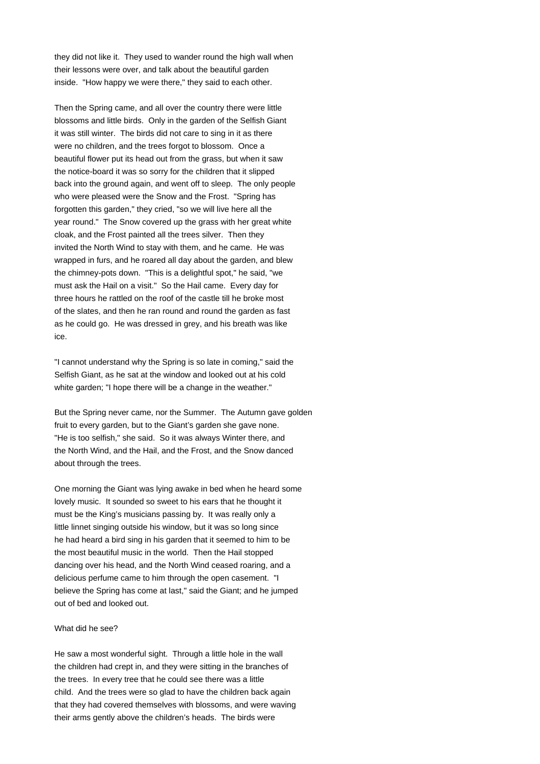they did not like it. They used to wander round the high wall when their lessons were over, and talk about the beautiful garden inside. "How happy we were there," they said to each other.

Then the Spring came, and all over the country there were little blossoms and little birds. Only in the garden of the Selfish Giant it was still winter. The birds did not care to sing in it as there were no children, and the trees forgot to blossom. Once a beautiful flower put its head out from the grass, but when it saw the notice-board it was so sorry for the children that it slipped back into the ground again, and went off to sleep. The only people who were pleased were the Snow and the Frost. "Spring has forgotten this garden," they cried, "so we will live here all the year round." The Snow covered up the grass with her great white cloak, and the Frost painted all the trees silver. Then they invited the North Wind to stay with them, and he came. He was wrapped in furs, and he roared all day about the garden, and blew the chimney-pots down. "This is a delightful spot," he said, "we must ask the Hail on a visit." So the Hail came. Every day for three hours he rattled on the roof of the castle till he broke most of the slates, and then he ran round and round the garden as fast as he could go. He was dressed in grey, and his breath was like ice.

"I cannot understand why the Spring is so late in coming," said the Selfish Giant, as he sat at the window and looked out at his cold white garden; "I hope there will be a change in the weather."

But the Spring never came, nor the Summer. The Autumn gave golden fruit to every garden, but to the Giant's garden she gave none. "He is too selfish," she said. So it was always Winter there, and the North Wind, and the Hail, and the Frost, and the Snow danced about through the trees.

One morning the Giant was lying awake in bed when he heard some lovely music. It sounded so sweet to his ears that he thought it must be the King's musicians passing by. It was really only a little linnet singing outside his window, but it was so long since he had heard a bird sing in his garden that it seemed to him to be the most beautiful music in the world. Then the Hail stopped dancing over his head, and the North Wind ceased roaring, and a delicious perfume came to him through the open casement. "I believe the Spring has come at last," said the Giant; and he jumped out of bed and looked out.

What did he see?

He saw a most wonderful sight. Through a little hole in the wall the children had crept in, and they were sitting in the branches of the trees. In every tree that he could see there was a little child. And the trees were so glad to have the children back again that they had covered themselves with blossoms, and were waving their arms gently above the children's heads. The birds were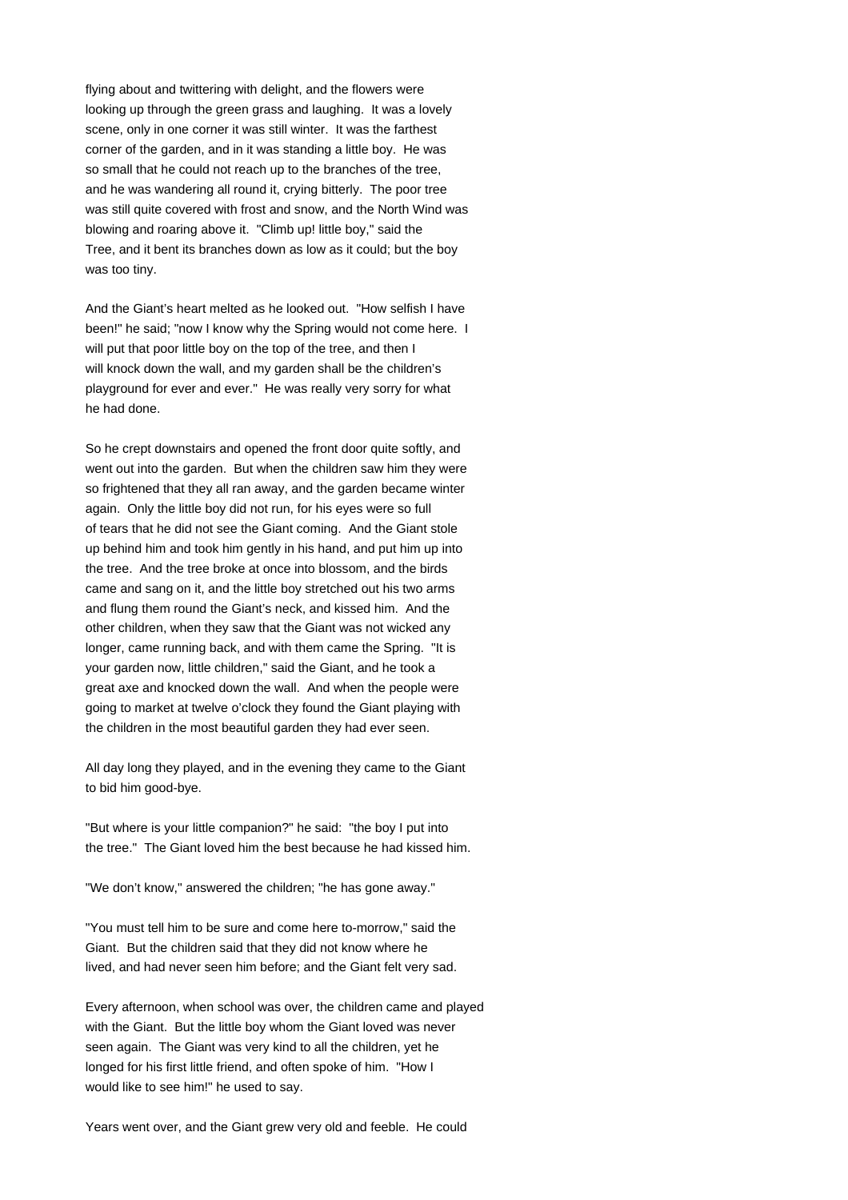flying about and twittering with delight, and the flowers were looking up through the green grass and laughing. It was a lovely scene, only in one corner it was still winter. It was the farthest corner of the garden, and in it was standing a little boy. He was so small that he could not reach up to the branches of the tree, and he was wandering all round it, crying bitterly. The poor tree was still quite covered with frost and snow, and the North Wind was blowing and roaring above it. "Climb up! little boy," said the Tree, and it bent its branches down as low as it could; but the boy was too tiny.

And the Giant's heart melted as he looked out. "How selfish I have been!" he said; "now I know why the Spring would not come here. I will put that poor little boy on the top of the tree, and then I will knock down the wall, and my garden shall be the children's playground for ever and ever." He was really very sorry for what he had done.

So he crept downstairs and opened the front door quite softly, and went out into the garden. But when the children saw him they were so frightened that they all ran away, and the garden became winter again. Only the little boy did not run, for his eyes were so full of tears that he did not see the Giant coming. And the Giant stole up behind him and took him gently in his hand, and put him up into the tree. And the tree broke at once into blossom, and the birds came and sang on it, and the little boy stretched out his two arms and flung them round the Giant's neck, and kissed him. And the other children, when they saw that the Giant was not wicked any longer, came running back, and with them came the Spring. "It is your garden now, little children," said the Giant, and he took a great axe and knocked down the wall. And when the people were going to market at twelve o'clock they found the Giant playing with the children in the most beautiful garden they had ever seen.

All day long they played, and in the evening they came to the Giant to bid him good-bye.

"But where is your little companion?" he said: "the boy I put into the tree." The Giant loved him the best because he had kissed him.

"We don't know," answered the children; "he has gone away."

"You must tell him to be sure and come here to-morrow," said the Giant. But the children said that they did not know where he lived, and had never seen him before; and the Giant felt very sad.

Every afternoon, when school was over, the children came and played with the Giant. But the little boy whom the Giant loved was never seen again. The Giant was very kind to all the children, yet he longed for his first little friend, and often spoke of him. "How I would like to see him!" he used to say.

Years went over, and the Giant grew very old and feeble. He could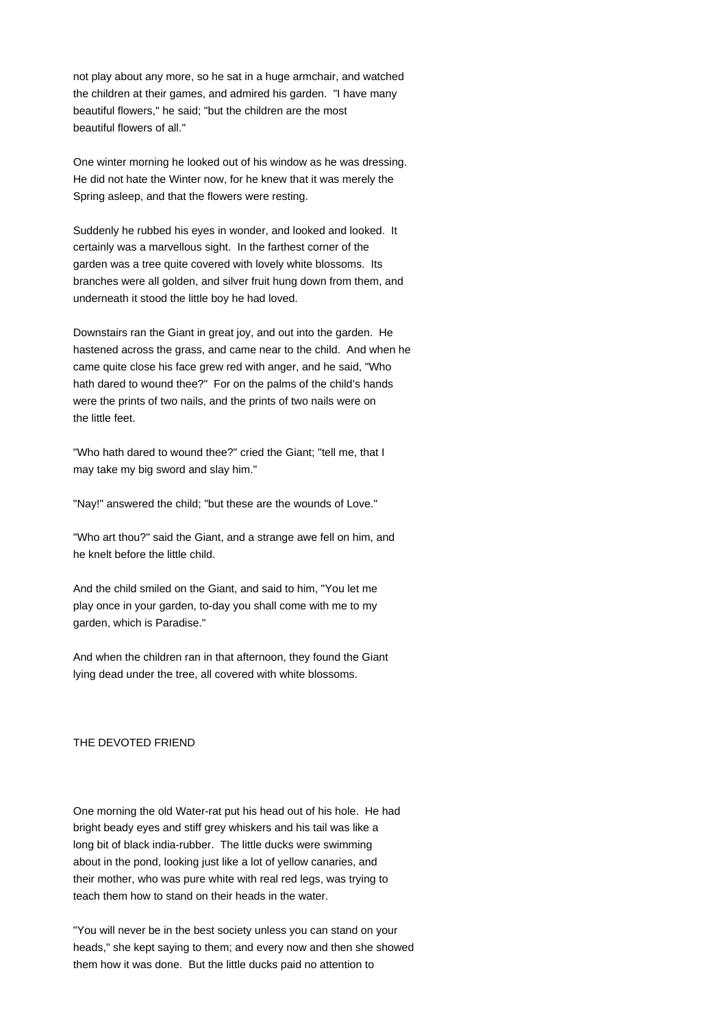not play about any more, so he sat in a huge armchair, and watched the children at their games, and admired his garden. "I have many beautiful flowers," he said; "but the children are the most beautiful flowers of all."

One winter morning he looked out of his window as he was dressing. He did not hate the Winter now, for he knew that it was merely the Spring asleep, and that the flowers were resting.

Suddenly he rubbed his eyes in wonder, and looked and looked. It certainly was a marvellous sight. In the farthest corner of the garden was a tree quite covered with lovely white blossoms. Its branches were all golden, and silver fruit hung down from them, and underneath it stood the little boy he had loved.

Downstairs ran the Giant in great joy, and out into the garden. He hastened across the grass, and came near to the child. And when he came quite close his face grew red with anger, and he said, "Who hath dared to wound thee?" For on the palms of the child's hands were the prints of two nails, and the prints of two nails were on the little feet.

"Who hath dared to wound thee?" cried the Giant; "tell me, that I may take my big sword and slay him."

"Nay!" answered the child; "but these are the wounds of Love."

"Who art thou?" said the Giant, and a strange awe fell on him, and he knelt before the little child.

And the child smiled on the Giant, and said to him, "You let me play once in your garden, to-day you shall come with me to my garden, which is Paradise."

And when the children ran in that afternoon, they found the Giant lying dead under the tree, all covered with white blossoms.

## THE DEVOTED FRIEND

One morning the old Water-rat put his head out of his hole. He had bright beady eyes and stiff grey whiskers and his tail was like a long bit of black india-rubber. The little ducks were swimming about in the pond, looking just like a lot of yellow canaries, and their mother, who was pure white with real red legs, was trying to teach them how to stand on their heads in the water.

"You will never be in the best society unless you can stand on your heads," she kept saying to them; and every now and then she showed them how it was done. But the little ducks paid no attention to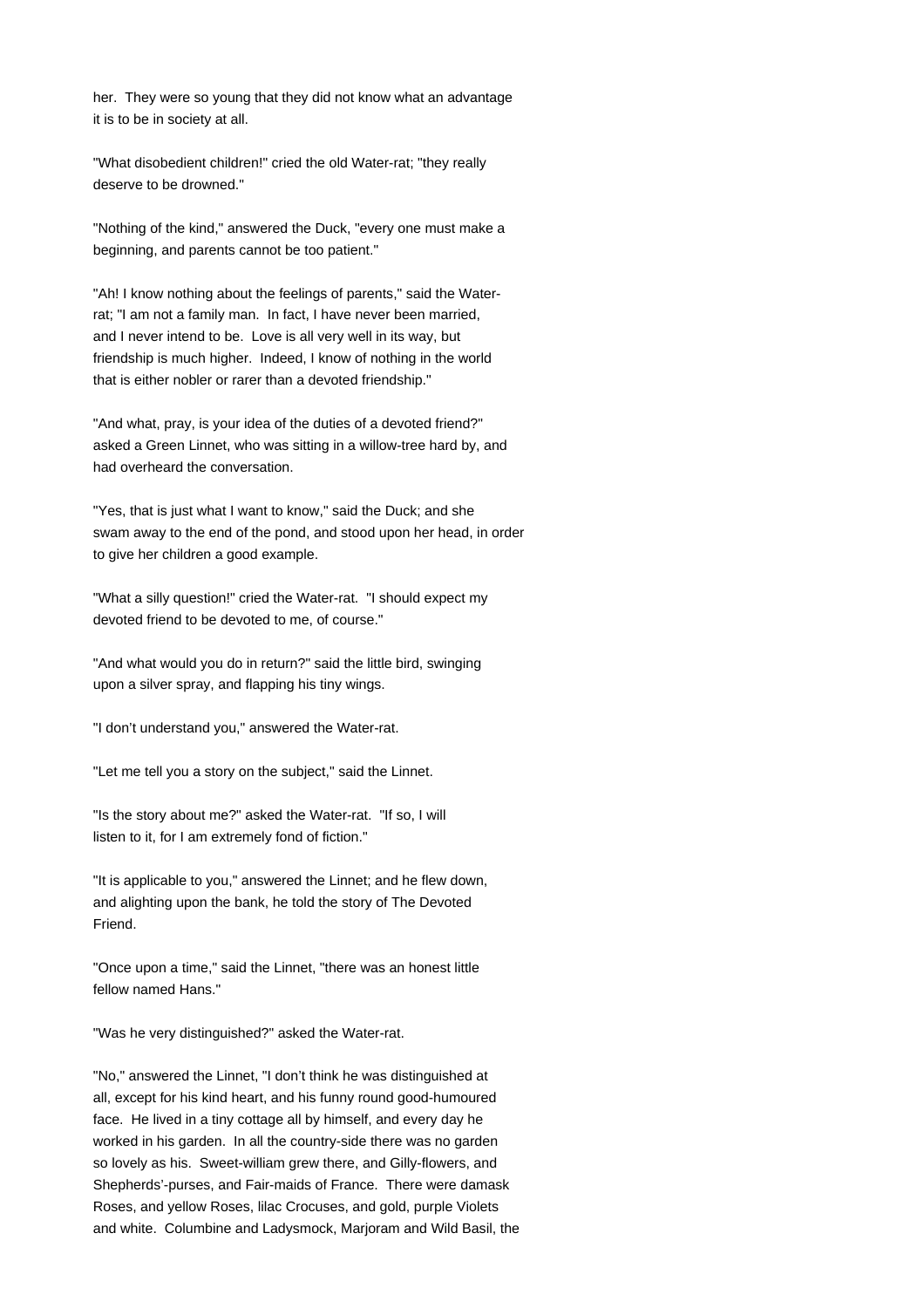her. They were so young that they did not know what an advantage it is to be in society at all.

"What disobedient children!" cried the old Water-rat; "they really deserve to be drowned."

"Nothing of the kind," answered the Duck, "every one must make a beginning, and parents cannot be too patient."

"Ah! I know nothing about the feelings of parents," said the Water-rat; "I am not a family man. In fact, I have never been married, and I never intend to be. Love is all very well in its way, but friendship is much higher. Indeed, I know of nothing in the world that is either nobler or rarer than a devoted friendship."

"And what, pray, is your idea of the duties of a devoted friend?" asked a Green Linnet, who was sitting in a willow-tree hard by, and had overheard the conversation.

"Yes, that is just what I want to know," said the Duck; and she swam away to the end of the pond, and stood upon her head, in order to give her children a good example.

"What a silly question!" cried the Water-rat. "I should expect my devoted friend to be devoted to me, of course."

"And what would you do in return?" said the little bird, swinging upon a silver spray, and flapping his tiny wings.

"I don't understand you," answered the Water-rat.

"Let me tell you a story on the subject," said the Linnet.

"Is the story about me?" asked the Water-rat. "If so, I will listen to it, for I am extremely fond of fiction."

"It is applicable to you," answered the Linnet; and he flew down, and alighting upon the bank, he told the story of The Devoted Friend.

"Once upon a time," said the Linnet, "there was an honest little fellow named Hans."

"Was he very distinguished?" asked the Water-rat.

"No," answered the Linnet, "I don't think he was distinguished at all, except for his kind heart, and his funny round good-humoured face. He lived in a tiny cottage all by himself, and every day he worked in his garden. In all the country-side there was no garden so lovely as his. Sweet-william grew there, and Gilly-flowers, and Shepherds'-purses, and Fair-maids of France. There were damask Roses, and yellow Roses, lilac Crocuses, and gold, purple Violets and white. Columbine and Ladysmock, Marjoram and Wild Basil, the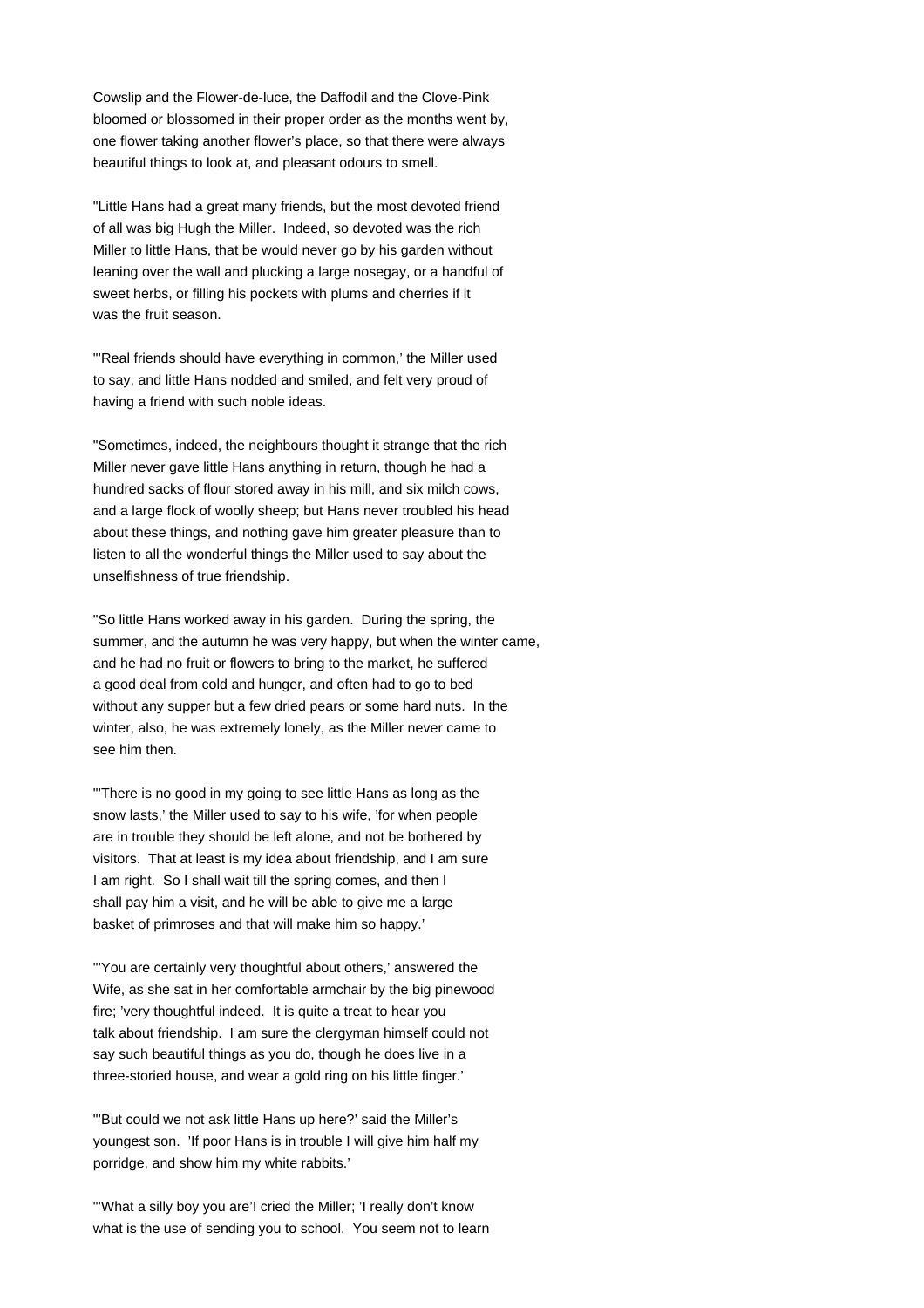Cowslip and the Flower-de-luce, the Daffodil and the Clove-Pink bloomed or blossomed in their proper order as the months went by, one flower taking another flower's place, so that there were always beautiful things to look at, and pleasant odours to smell.

"Little Hans had a great many friends, but the most devoted friend of all was big Hugh the Miller. Indeed, so devoted was the rich Miller to little Hans, that be would never go by his garden without leaning over the wall and plucking a large nosegay, or a handful of sweet herbs, or filling his pockets with plums and cherries if it was the fruit season.

"'Real friends should have everything in common,' the Miller used to say, and little Hans nodded and smiled, and felt very proud of having a friend with such noble ideas.

"Sometimes, indeed, the neighbours thought it strange that the rich Miller never gave little Hans anything in return, though he had a hundred sacks of flour stored away in his mill, and six milch cows, and a large flock of woolly sheep; but Hans never troubled his head about these things, and nothing gave him greater pleasure than to listen to all the wonderful things the Miller used to say about the unselfishness of true friendship.

"So little Hans worked away in his garden. During the spring, the summer, and the autumn he was very happy, but when the winter came, and he had no fruit or flowers to bring to the market, he suffered a good deal from cold and hunger, and often had to go to bed without any supper but a few dried pears or some hard nuts. In the winter, also, he was extremely lonely, as the Miller never came to see him then.

"'There is no good in my going to see little Hans as long as the snow lasts,' the Miller used to say to his wife, 'for when people are in trouble they should be left alone, and not be bothered by visitors. That at least is my idea about friendship, and I am sure I am right. So I shall wait till the spring comes, and then I shall pay him a visit, and he will be able to give me a large basket of primroses and that will make him so happy.'

"'You are certainly very thoughtful about others,' answered the Wife, as she sat in her comfortable armchair by the big pinewood fire; 'very thoughtful indeed. It is quite a treat to hear you talk about friendship. I am sure the clergyman himself could not say such beautiful things as you do, though he does live in a three-storied house, and wear a gold ring on his little finger.'

"'But could we not ask little Hans up here?' said the Miller's youngest son. 'If poor Hans is in trouble I will give him half my porridge, and show him my white rabbits.'

"'What a silly boy you are'! cried the Miller; 'I really don't know what is the use of sending you to school. You seem not to learn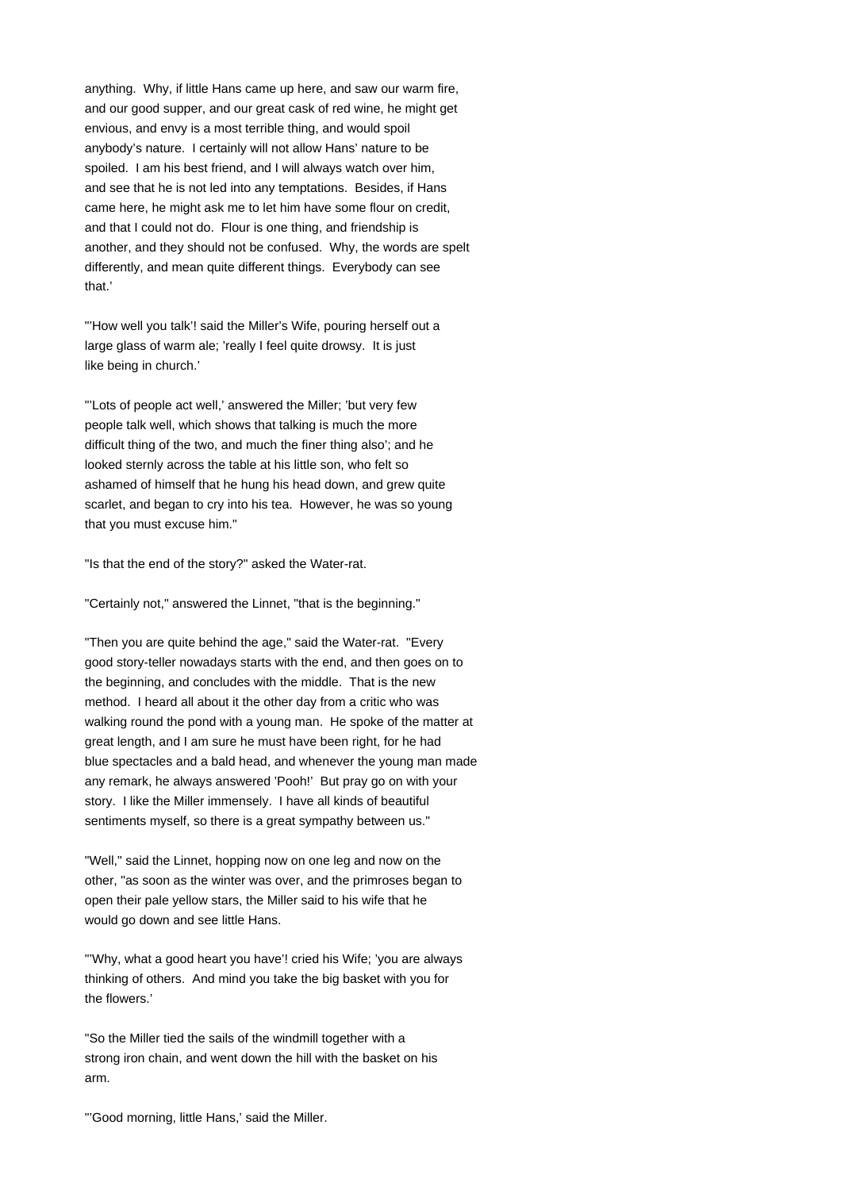anything. Why, if little Hans came up here, and saw our warm fire, and our good supper, and our great cask of red wine, he might get envious, and envy is a most terrible thing, and would spoil anybody's nature. I certainly will not allow Hans' nature to be spoiled. I am his best friend, and I will always watch over him, and see that he is not led into any temptations. Besides, if Hans came here, he might ask me to let him have some flour on credit, and that I could not do. Flour is one thing, and friendship is another, and they should not be confused. Why, the words are spelt differently, and mean quite different things. Everybody can see that.'

"'How well you talk'! said the Miller's Wife, pouring herself out a large glass of warm ale; 'really I feel quite drowsy. It is just like being in church.'

"'Lots of people act well,' answered the Miller; 'but very few people talk well, which shows that talking is much the more difficult thing of the two, and much the finer thing also'; and he looked sternly across the table at his little son, who felt so ashamed of himself that he hung his head down, and grew quite scarlet, and began to cry into his tea. However, he was so young that you must excuse him."

"Is that the end of the story?" asked the Water-rat.

"Certainly not," answered the Linnet, "that is the beginning."

"Then you are quite behind the age," said the Water-rat. "Every good story-teller nowadays starts with the end, and then goes on to the beginning, and concludes with the middle. That is the new method. I heard all about it the other day from a critic who was walking round the pond with a young man. He spoke of the matter at great length, and I am sure he must have been right, for he had blue spectacles and a bald head, and whenever the young man made any remark, he always answered 'Pooh!' But pray go on with your story. I like the Miller immensely. I have all kinds of beautiful sentiments myself, so there is a great sympathy between us."

"Well," said the Linnet, hopping now on one leg and now on the other, "as soon as the winter was over, and the primroses began to open their pale yellow stars, the Miller said to his wife that he would go down and see little Hans.

"'Why, what a good heart you have'! cried his Wife; 'you are always thinking of others. And mind you take the big basket with you for the flowers.'

"So the Miller tied the sails of the windmill together with a strong iron chain, and went down the hill with the basket on his arm.

"'Good morning, little Hans,' said the Miller.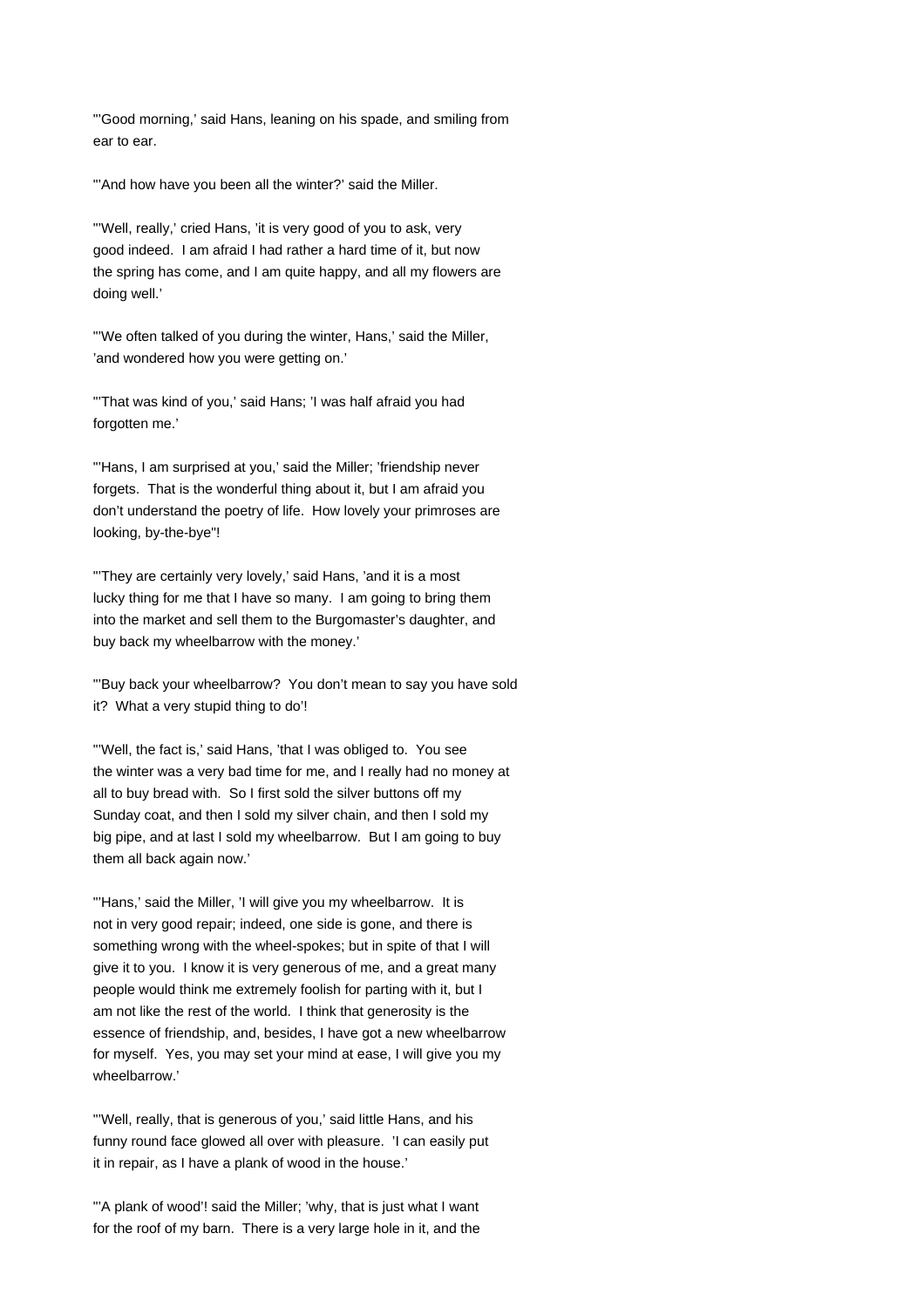"'Good morning,' said Hans, leaning on his spade, and smiling from ear to ear.

"'And how have you been all the winter?' said the Miller.

"'Well, really,' cried Hans, 'it is very good of you to ask, very good indeed. I am afraid I had rather a hard time of it, but now the spring has come, and I am quite happy, and all my flowers are doing well.'

"'We often talked of you during the winter, Hans,' said the Miller, 'and wondered how you were getting on.'

"'That was kind of you,' said Hans; 'I was half afraid you had forgotten me.'

"'Hans, I am surprised at you,' said the Miller; 'friendship never forgets. That is the wonderful thing about it, but I am afraid you don't understand the poetry of life. How lovely your primroses are looking, by-the-bye"!

"'They are certainly very lovely,' said Hans, 'and it is a most lucky thing for me that I have so many. I am going to bring them into the market and sell them to the Burgomaster's daughter, and buy back my wheelbarrow with the money.'

"'Buy back your wheelbarrow? You don't mean to say you have sold it? What a very stupid thing to do'!

"'Well, the fact is,' said Hans, 'that I was obliged to. You see the winter was a very bad time for me, and I really had no money at all to buy bread with. So I first sold the silver buttons off my Sunday coat, and then I sold my silver chain, and then I sold my big pipe, and at last I sold my wheelbarrow. But I am going to buy them all back again now.'

"'Hans,' said the Miller, 'I will give you my wheelbarrow. It is not in very good repair; indeed, one side is gone, and there is something wrong with the wheel-spokes; but in spite of that I will give it to you. I know it is very generous of me, and a great many people would think me extremely foolish for parting with it, but I am not like the rest of the world. I think that generosity is the essence of friendship, and, besides, I have got a new wheelbarrow for myself. Yes, you may set your mind at ease, I will give you my wheelbarrow.'

"'Well, really, that is generous of you,' said little Hans, and his funny round face glowed all over with pleasure. 'I can easily put it in repair, as I have a plank of wood in the house.'

"'A plank of wood'! said the Miller; 'why, that is just what I want for the roof of my barn. There is a very large hole in it, and the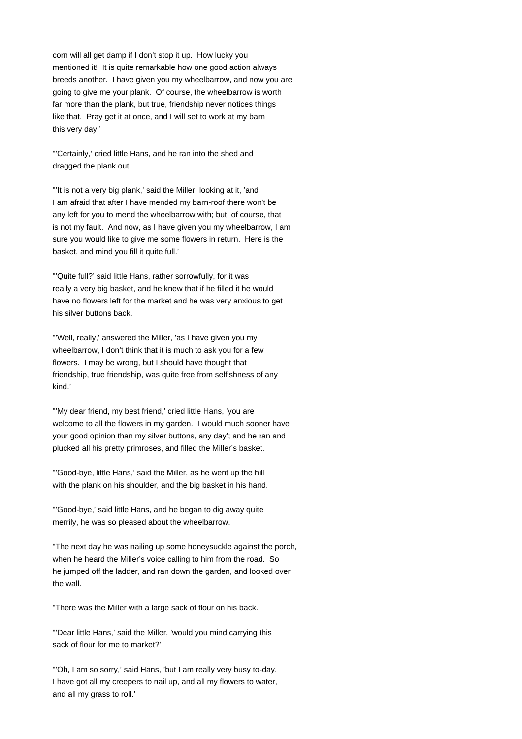corn will all get damp if I don't stop it up. How lucky you mentioned it! It is quite remarkable how one good action always breeds another. I have given you my wheelbarrow, and now you are going to give me your plank. Of course, the wheelbarrow is worth far more than the plank, but true, friendship never notices things like that. Pray get it at once, and I will set to work at my barn this very day.'

"'Certainly,' cried little Hans, and he ran into the shed and dragged the plank out.

"'It is not a very big plank,' said the Miller, looking at it, 'and I am afraid that after I have mended my barn-roof there won't be any left for you to mend the wheelbarrow with; but, of course, that is not my fault. And now, as I have given you my wheelbarrow, I am sure you would like to give me some flowers in return. Here is the basket, and mind you fill it quite full.'

"'Quite full?' said little Hans, rather sorrowfully, for it was really a very big basket, and he knew that if he filled it he would have no flowers left for the market and he was very anxious to get his silver buttons back.

"'Well, really,' answered the Miller, 'as I have given you my wheelbarrow, I don't think that it is much to ask you for a few flowers. I may be wrong, but I should have thought that friendship, true friendship, was quite free from selfishness of any kind.'

"'My dear friend, my best friend,' cried little Hans, 'you are welcome to all the flowers in my garden. I would much sooner have your good opinion than my silver buttons, any day'; and he ran and plucked all his pretty primroses, and filled the Miller's basket.

"'Good-bye, little Hans,' said the Miller, as he went up the hill with the plank on his shoulder, and the big basket in his hand.

"'Good-bye,' said little Hans, and he began to dig away quite merrily, he was so pleased about the wheelbarrow.

"The next day he was nailing up some honeysuckle against the porch, when he heard the Miller's voice calling to him from the road. So he jumped off the ladder, and ran down the garden, and looked over the wall.

"There was the Miller with a large sack of flour on his back.

"'Dear little Hans,' said the Miller, 'would you mind carrying this sack of flour for me to market?'

"'Oh, I am so sorry,' said Hans, 'but I am really very busy to-day. I have got all my creepers to nail up, and all my flowers to water, and all my grass to roll.'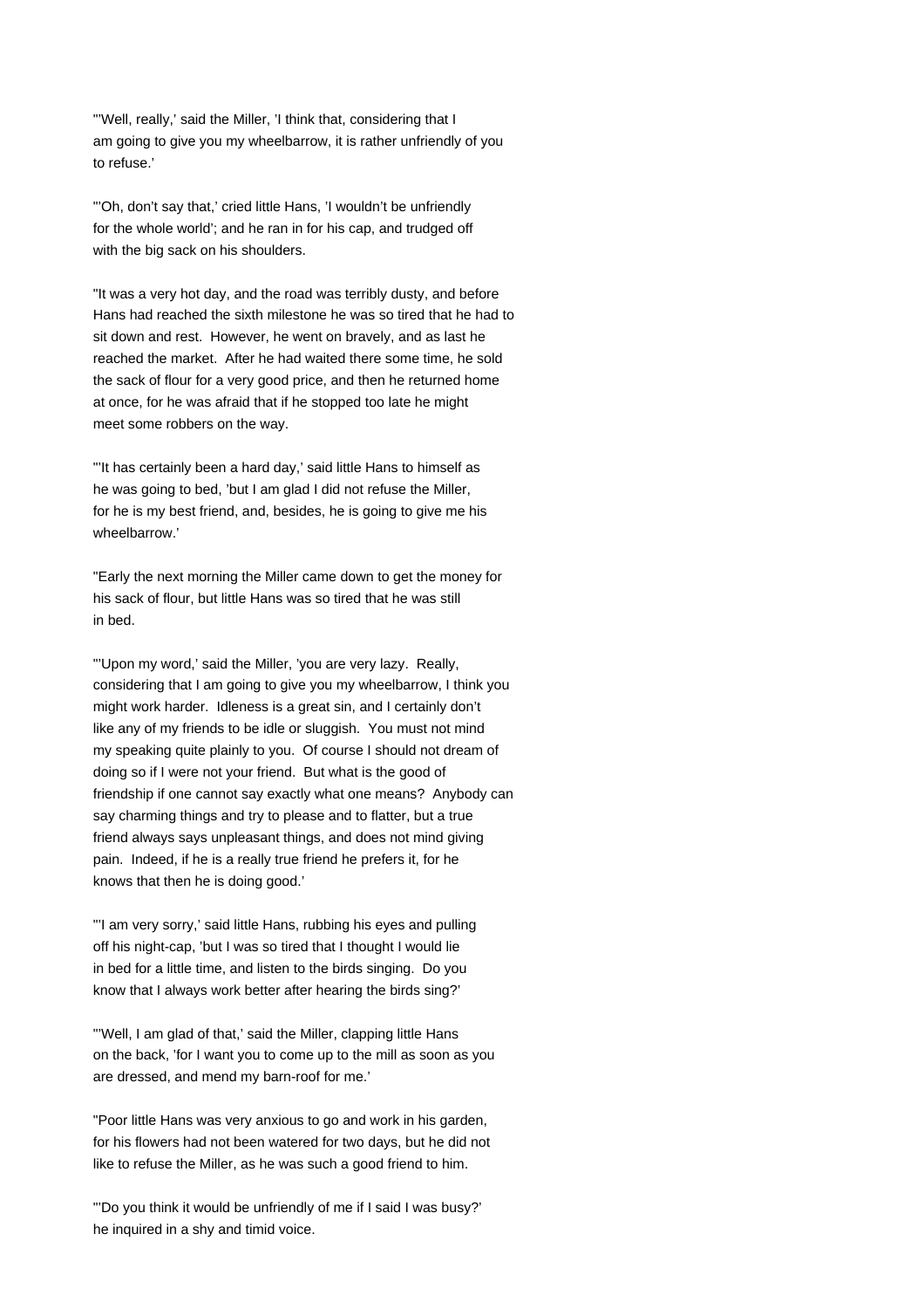"'Well, really,' said the Miller, 'I think that, considering that I am going to give you my wheelbarrow, it is rather unfriendly of you to refuse.'

"'Oh, don't say that,' cried little Hans, 'I wouldn't be unfriendly for the whole world'; and he ran in for his cap, and trudged off with the big sack on his shoulders.

"It was a very hot day, and the road was terribly dusty, and before Hans had reached the sixth milestone he was so tired that he had to sit down and rest. However, he went on bravely, and as last he reached the market. After he had waited there some time, he sold the sack of flour for a very good price, and then he returned home at once, for he was afraid that if he stopped too late he might meet some robbers on the way.

"'It has certainly been a hard day,' said little Hans to himself as he was going to bed, 'but I am glad I did not refuse the Miller, for he is my best friend, and, besides, he is going to give me his wheelbarrow.'

"Early the next morning the Miller came down to get the money for his sack of flour, but little Hans was so tired that he was still in bed.

"'Upon my word,' said the Miller, 'you are very lazy. Really, considering that I am going to give you my wheelbarrow, I think you might work harder. Idleness is a great sin, and I certainly don't like any of my friends to be idle or sluggish. You must not mind my speaking quite plainly to you. Of course I should not dream of doing so if I were not your friend. But what is the good of friendship if one cannot say exactly what one means? Anybody can say charming things and try to please and to flatter, but a true friend always says unpleasant things, and does not mind giving pain. Indeed, if he is a really true friend he prefers it, for he knows that then he is doing good.'

"'I am very sorry,' said little Hans, rubbing his eyes and pulling off his night-cap, 'but I was so tired that I thought I would lie in bed for a little time, and listen to the birds singing. Do you know that I always work better after hearing the birds sing?'

"'Well, I am glad of that,' said the Miller, clapping little Hans on the back, 'for I want you to come up to the mill as soon as you are dressed, and mend my barn-roof for me.'

"Poor little Hans was very anxious to go and work in his garden, for his flowers had not been watered for two days, but he did not like to refuse the Miller, as he was such a good friend to him.

"'Do you think it would be unfriendly of me if I said I was busy?' he inquired in a shy and timid voice.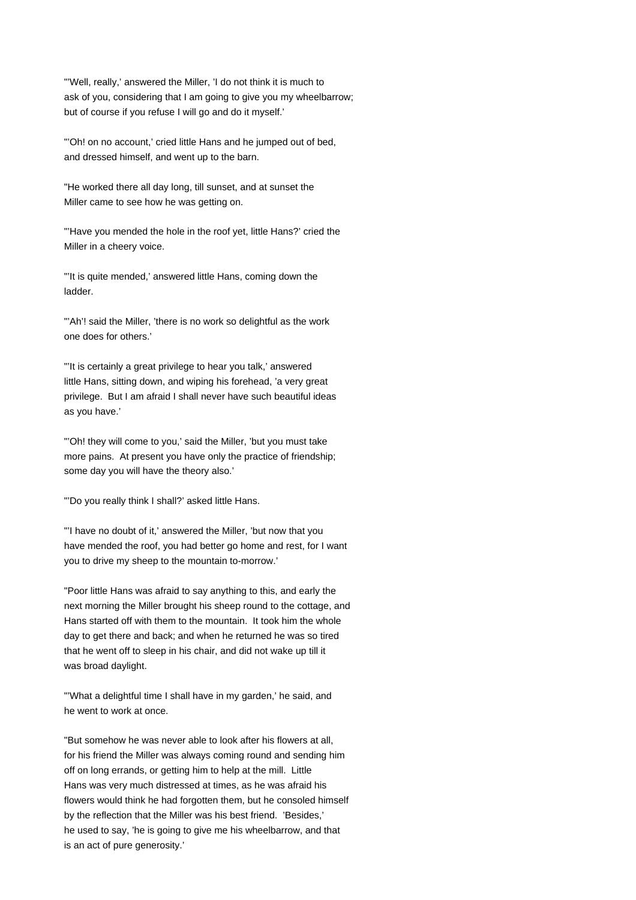"'Well, really,' answered the Miller, 'I do not think it is much to ask of you, considering that I am going to give you my wheelbarrow; but of course if you refuse I will go and do it myself.'

"'Oh! on no account,' cried little Hans and he jumped out of bed, and dressed himself, and went up to the barn.

"He worked there all day long, till sunset, and at sunset the Miller came to see how he was getting on.

"'Have you mended the hole in the roof yet, little Hans?' cried the Miller in a cheery voice.

"'It is quite mended,' answered little Hans, coming down the ladder.

"'Ah'! said the Miller, 'there is no work so delightful as the work one does for others.'

"'It is certainly a great privilege to hear you talk,' answered little Hans, sitting down, and wiping his forehead, 'a very great privilege. But I am afraid I shall never have such beautiful ideas as you have.'

"'Oh! they will come to you,' said the Miller, 'but you must take more pains. At present you have only the practice of friendship; some day you will have the theory also.'

"'Do you really think I shall?' asked little Hans.

"'I have no doubt of it,' answered the Miller, 'but now that you have mended the roof, you had better go home and rest, for I want you to drive my sheep to the mountain to-morrow.'

"Poor little Hans was afraid to say anything to this, and early the next morning the Miller brought his sheep round to the cottage, and Hans started off with them to the mountain. It took him the whole day to get there and back; and when he returned he was so tired that he went off to sleep in his chair, and did not wake up till it was broad daylight.

"'What a delightful time I shall have in my garden,' he said, and he went to work at once.

"But somehow he was never able to look after his flowers at all, for his friend the Miller was always coming round and sending him off on long errands, or getting him to help at the mill. Little Hans was very much distressed at times, as he was afraid his flowers would think he had forgotten them, but he consoled himself by the reflection that the Miller was his best friend. 'Besides,' he used to say, 'he is going to give me his wheelbarrow, and that is an act of pure generosity.'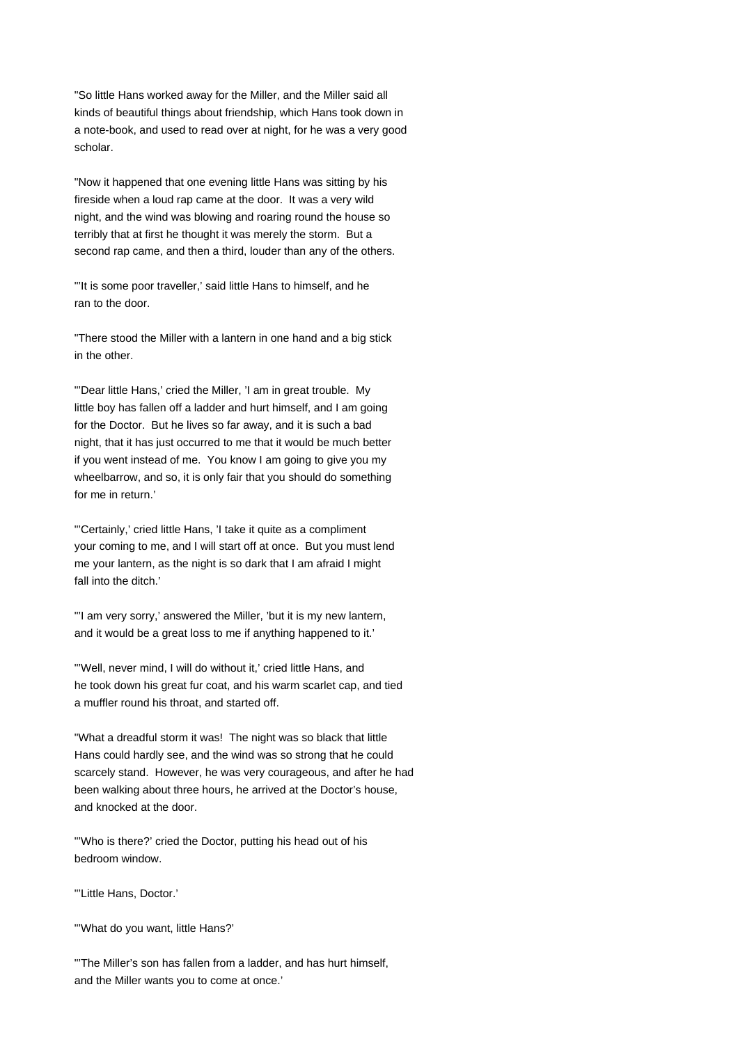"So little Hans worked away for the Miller, and the Miller said all kinds of beautiful things about friendship, which Hans took down in a note-book, and used to read over at night, for he was a very good scholar.

"Now it happened that one evening little Hans was sitting by his fireside when a loud rap came at the door. It was a very wild night, and the wind was blowing and roaring round the house so terribly that at first he thought it was merely the storm. But a second rap came, and then a third, louder than any of the others.

"'It is some poor traveller,' said little Hans to himself, and he ran to the door.

"There stood the Miller with a lantern in one hand and a big stick in the other.

"'Dear little Hans,' cried the Miller, 'I am in great trouble. My little boy has fallen off a ladder and hurt himself, and I am going for the Doctor. But he lives so far away, and it is such a bad night, that it has just occurred to me that it would be much better if you went instead of me. You know I am going to give you my wheelbarrow, and so, it is only fair that you should do something for me in return.'

"'Certainly,' cried little Hans, 'I take it quite as a compliment your coming to me, and I will start off at once. But you must lend me your lantern, as the night is so dark that I am afraid I might fall into the ditch.'

"'I am very sorry,' answered the Miller, 'but it is my new lantern, and it would be a great loss to me if anything happened to it.'

"'Well, never mind, I will do without it,' cried little Hans, and he took down his great fur coat, and his warm scarlet cap, and tied a muffler round his throat, and started off.

"What a dreadful storm it was! The night was so black that little Hans could hardly see, and the wind was so strong that he could scarcely stand. However, he was very courageous, and after he had been walking about three hours, he arrived at the Doctor's house, and knocked at the door.

"'Who is there?' cried the Doctor, putting his head out of his bedroom window.

"'Little Hans, Doctor.'

"'What do you want, little Hans?'

"'The Miller's son has fallen from a ladder, and has hurt himself, and the Miller wants you to come at once.'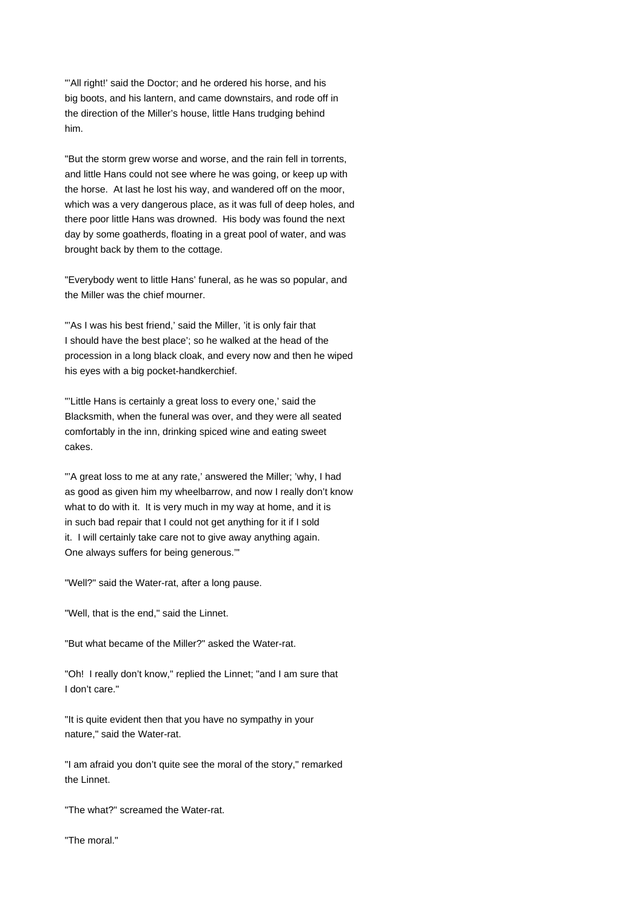"'All right!' said the Doctor; and he ordered his horse, and his big boots, and his lantern, and came downstairs, and rode off in the direction of the Miller's house, little Hans trudging behind him.

"But the storm grew worse and worse, and the rain fell in torrents, and little Hans could not see where he was going, or keep up with the horse. At last he lost his way, and wandered off on the moor, which was a very dangerous place, as it was full of deep holes, and there poor little Hans was drowned. His body was found the next day by some goatherds, floating in a great pool of water, and was brought back by them to the cottage.

"Everybody went to little Hans' funeral, as he was so popular, and the Miller was the chief mourner.

"'As I was his best friend,' said the Miller, 'it is only fair that I should have the best place'; so he walked at the head of the procession in a long black cloak, and every now and then he wiped his eyes with a big pocket-handkerchief.

"'Little Hans is certainly a great loss to every one,' said the Blacksmith, when the funeral was over, and they were all seated comfortably in the inn, drinking spiced wine and eating sweet cakes.

"'A great loss to me at any rate,' answered the Miller; 'why, I had as good as given him my wheelbarrow, and now I really don't know what to do with it. It is very much in my way at home, and it is in such bad repair that I could not get anything for it if I sold it. I will certainly take care not to give away anything again. One always suffers for being generous.'"

"Well?" said the Water-rat, after a long pause.

"Well, that is the end," said the Linnet.

"But what became of the Miller?" asked the Water-rat.

"Oh! I really don't know," replied the Linnet; "and I am sure that I don't care."

"It is quite evident then that you have no sympathy in your nature," said the Water-rat.

"I am afraid you don't quite see the moral of the story," remarked the Linnet.

"The what?" screamed the Water-rat.

"The moral."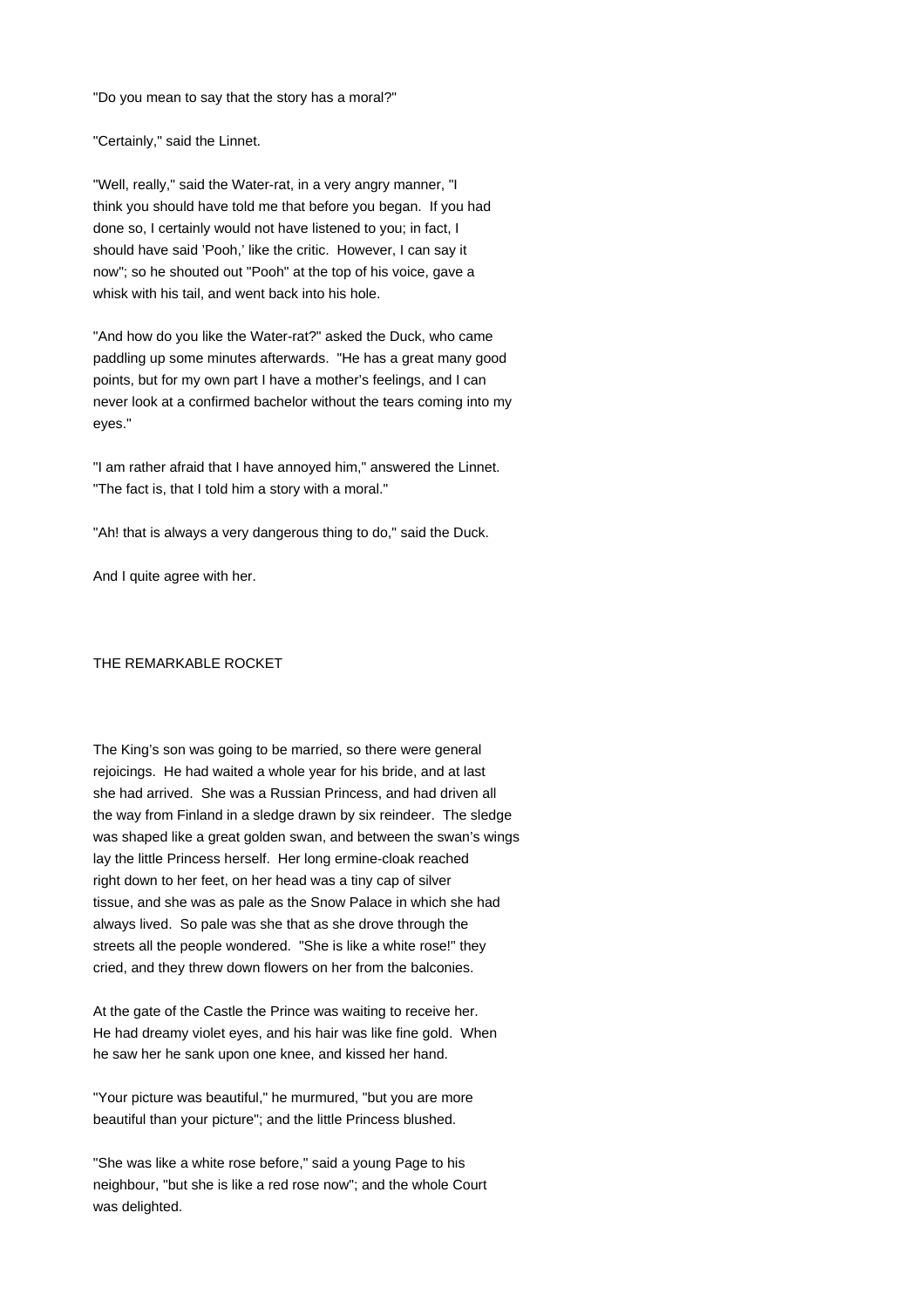"Do you mean to say that the story has a moral?"

"Certainly," said the Linnet.

"Well, really," said the Water-rat, in a very angry manner, "I think you should have told me that before you began. If you had done so, I certainly would not have listened to you; in fact, I should have said 'Pooh,' like the critic. However, I can say it now"; so he shouted out "Pooh" at the top of his voice, gave a whisk with his tail, and went back into his hole.

"And how do you like the Water-rat?" asked the Duck, who came paddling up some minutes afterwards. "He has a great many good points, but for my own part I have a mother's feelings, and I can never look at a confirmed bachelor without the tears coming into my eyes."

"I am rather afraid that I have annoyed him," answered the Linnet. "The fact is, that I told him a story with a moral."

"Ah! that is always a very dangerous thing to do," said the Duck.

And I quite agree with her.

## THE REMARKABLE ROCKET

The King's son was going to be married, so there were general rejoicings. He had waited a whole year for his bride, and at last she had arrived. She was a Russian Princess, and had driven all the way from Finland in a sledge drawn by six reindeer. The sledge was shaped like a great golden swan, and between the swan's wings lay the little Princess herself. Her long ermine-cloak reached right down to her feet, on her head was a tiny cap of silver tissue, and she was as pale as the Snow Palace in which she had always lived. So pale was she that as she drove through the streets all the people wondered. "She is like a white rose!" they cried, and they threw down flowers on her from the balconies.

At the gate of the Castle the Prince was waiting to receive her. He had dreamy violet eyes, and his hair was like fine gold. When he saw her he sank upon one knee, and kissed her hand.

"Your picture was beautiful," he murmured, "but you are more beautiful than your picture"; and the little Princess blushed.

"She was like a white rose before," said a young Page to his neighbour, "but she is like a red rose now"; and the whole Court was delighted.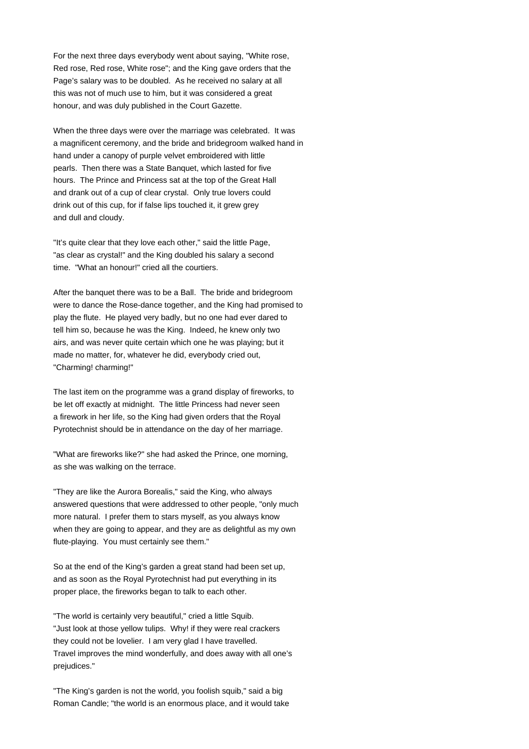For the next three days everybody went about saying, "White rose, Red rose, Red rose, White rose"; and the King gave orders that the Page's salary was to be doubled. As he received no salary at all this was not of much use to him, but it was considered a great honour, and was duly published in the Court Gazette.

When the three days were over the marriage was celebrated. It was a magnificent ceremony, and the bride and bridegroom walked hand in hand under a canopy of purple velvet embroidered with little pearls. Then there was a State Banquet, which lasted for five hours. The Prince and Princess sat at the top of the Great Hall and drank out of a cup of clear crystal. Only true lovers could drink out of this cup, for if false lips touched it, it grew grey and dull and cloudy.

"It's quite clear that they love each other," said the little Page, "as clear as crystal!" and the King doubled his salary a second time. "What an honour!" cried all the courtiers.

After the banquet there was to be a Ball. The bride and bridegroom were to dance the Rose-dance together, and the King had promised to play the flute. He played very badly, but no one had ever dared to tell him so, because he was the King. Indeed, he knew only two airs, and was never quite certain which one he was playing; but it made no matter, for, whatever he did, everybody cried out, "Charming! charming!"

The last item on the programme was a grand display of fireworks, to be let off exactly at midnight. The little Princess had never seen a firework in her life, so the King had given orders that the Royal Pyrotechnist should be in attendance on the day of her marriage.

"What are fireworks like?" she had asked the Prince, one morning, as she was walking on the terrace.

"They are like the Aurora Borealis," said the King, who always answered questions that were addressed to other people, "only much more natural. I prefer them to stars myself, as you always know when they are going to appear, and they are as delightful as my own flute-playing. You must certainly see them."

So at the end of the King's garden a great stand had been set up, and as soon as the Royal Pyrotechnist had put everything in its proper place, the fireworks began to talk to each other.

"The world is certainly very beautiful," cried a little Squib. "Just look at those yellow tulips. Why! if they were real crackers they could not be lovelier. I am very glad I have travelled. Travel improves the mind wonderfully, and does away with all one's prejudices."

"The King's garden is not the world, you foolish squib," said a big Roman Candle; "the world is an enormous place, and it would take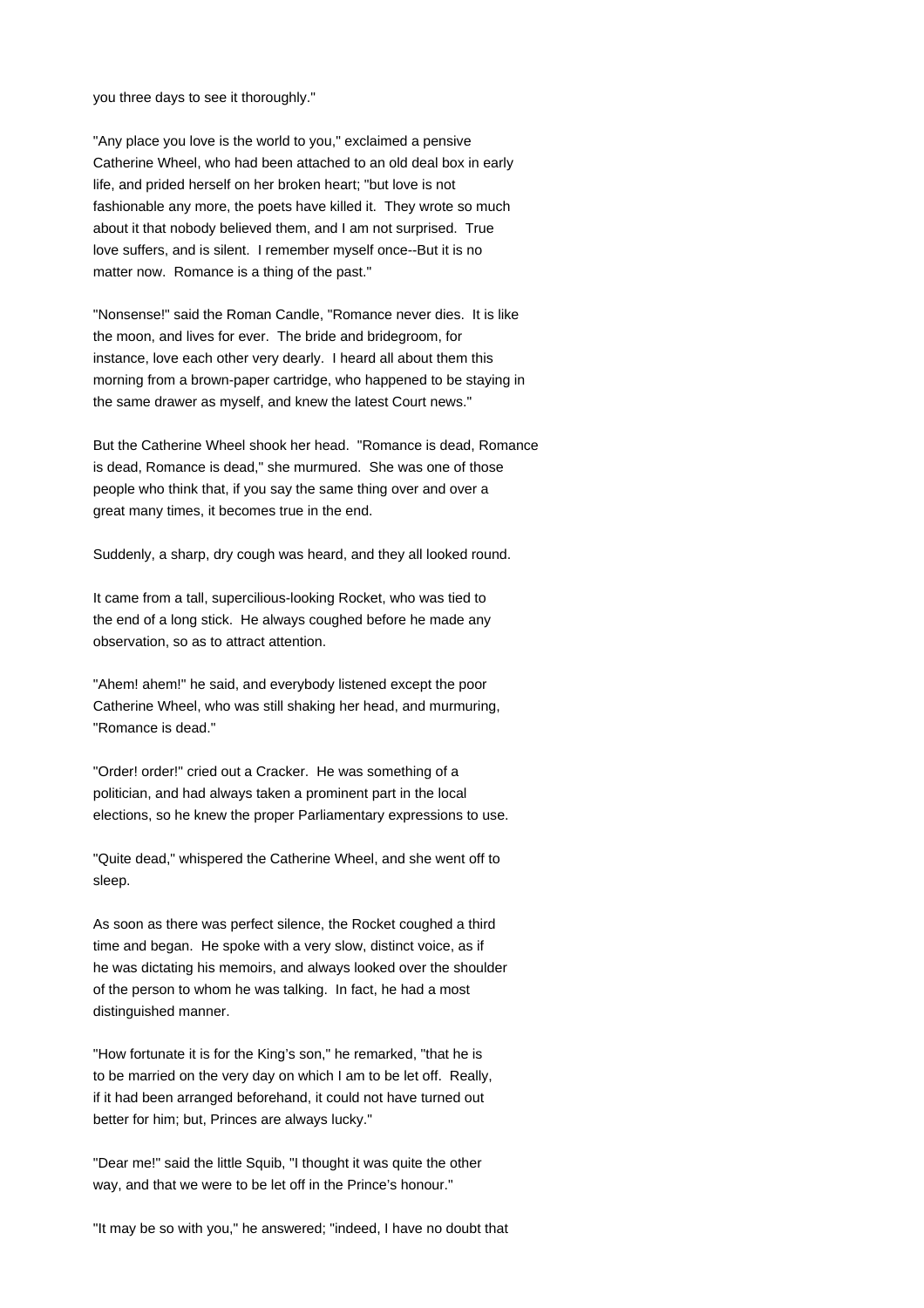you three days to see it thoroughly."

"Any place you love is the world to you," exclaimed a pensive Catherine Wheel, who had been attached to an old deal box in early life, and prided herself on her broken heart; "but love is not fashionable any more, the poets have killed it. They wrote so much about it that nobody believed them, and I am not surprised. True love suffers, and is silent. I remember myself once--But it is no matter now. Romance is a thing of the past."

"Nonsense!" said the Roman Candle, "Romance never dies. It is like the moon, and lives for ever. The bride and bridegroom, for instance, love each other very dearly. I heard all about them this morning from a brown-paper cartridge, who happened to be staying in the same drawer as myself, and knew the latest Court news."

But the Catherine Wheel shook her head. "Romance is dead, Romance is dead, Romance is dead," she murmured. She was one of those people who think that, if you say the same thing over and over a great many times, it becomes true in the end.

Suddenly, a sharp, dry cough was heard, and they all looked round.

It came from a tall, supercilious-looking Rocket, who was tied to the end of a long stick. He always coughed before he made any observation, so as to attract attention.

"Ahem! ahem!" he said, and everybody listened except the poor Catherine Wheel, who was still shaking her head, and murmuring, "Romance is dead."

"Order! order!" cried out a Cracker. He was something of a politician, and had always taken a prominent part in the local elections, so he knew the proper Parliamentary expressions to use.

"Quite dead," whispered the Catherine Wheel, and she went off to sleep.

As soon as there was perfect silence, the Rocket coughed a third time and began. He spoke with a very slow, distinct voice, as if he was dictating his memoirs, and always looked over the shoulder of the person to whom he was talking. In fact, he had a most distinguished manner.

"How fortunate it is for the King's son," he remarked, "that he is to be married on the very day on which I am to be let off. Really, if it had been arranged beforehand, it could not have turned out better for him; but, Princes are always lucky."

"Dear me!" said the little Squib, "I thought it was quite the other way, and that we were to be let off in the Prince's honour."

"It may be so with you," he answered; "indeed, I have no doubt that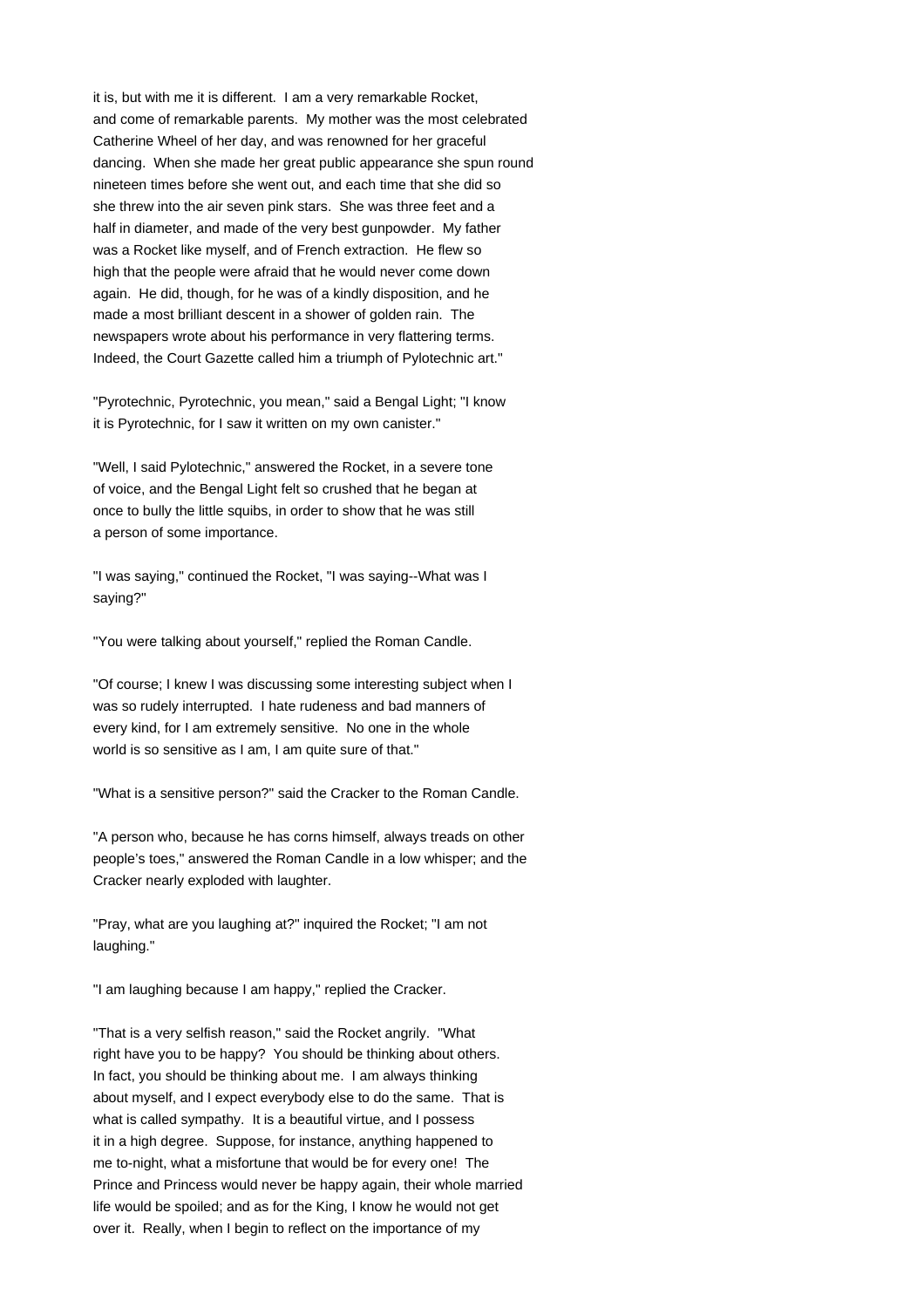it is, but with me it is different. I am a very remarkable Rocket, and come of remarkable parents. My mother was the most celebrated Catherine Wheel of her day, and was renowned for her graceful dancing. When she made her great public appearance she spun round nineteen times before she went out, and each time that she did so she threw into the air seven pink stars. She was three feet and a half in diameter, and made of the very best gunpowder. My father was a Rocket like myself, and of French extraction. He flew so high that the people were afraid that he would never come down again. He did, though, for he was of a kindly disposition, and he made a most brilliant descent in a shower of golden rain. The newspapers wrote about his performance in very flattering terms. Indeed, the Court Gazette called him a triumph of Pylotechnic art."

"Pyrotechnic, Pyrotechnic, you mean," said a Bengal Light; "I know it is Pyrotechnic, for I saw it written on my own canister."

"Well, I said Pylotechnic," answered the Rocket, in a severe tone of voice, and the Bengal Light felt so crushed that he began at once to bully the little squibs, in order to show that he was still a person of some importance.

"I was saying," continued the Rocket, "I was saying--What was I saying?"

"You were talking about yourself," replied the Roman Candle.

"Of course; I knew I was discussing some interesting subject when I was so rudely interrupted. I hate rudeness and bad manners of every kind, for I am extremely sensitive. No one in the whole world is so sensitive as I am, I am quite sure of that."

"What is a sensitive person?" said the Cracker to the Roman Candle.

"A person who, because he has corns himself, always treads on other people's toes," answered the Roman Candle in a low whisper; and the Cracker nearly exploded with laughter.

"Pray, what are you laughing at?" inquired the Rocket; "I am not laughing."

"I am laughing because I am happy," replied the Cracker.

"That is a very selfish reason," said the Rocket angrily. "What right have you to be happy? You should be thinking about others. In fact, you should be thinking about me. I am always thinking about myself, and I expect everybody else to do the same. That is what is called sympathy. It is a beautiful virtue, and I possess it in a high degree. Suppose, for instance, anything happened to me to-night, what a misfortune that would be for every one! The Prince and Princess would never be happy again, their whole married life would be spoiled; and as for the King, I know he would not get over it. Really, when I begin to reflect on the importance of my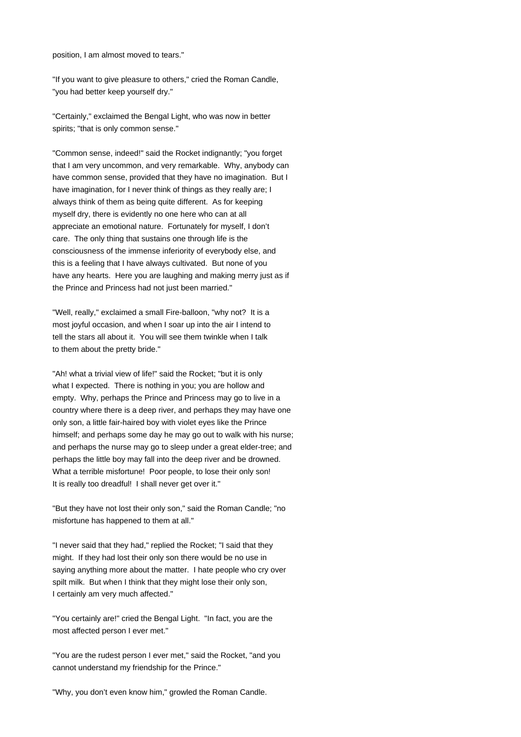position, I am almost moved to tears."

"If you want to give pleasure to others," cried the Roman Candle, "you had better keep yourself dry."

"Certainly," exclaimed the Bengal Light, who was now in better spirits; "that is only common sense."

"Common sense, indeed!" said the Rocket indignantly; "you forget that I am very uncommon, and very remarkable. Why, anybody can have common sense, provided that they have no imagination. But I have imagination, for I never think of things as they really are; I always think of them as being quite different. As for keeping myself dry, there is evidently no one here who can at all appreciate an emotional nature. Fortunately for myself, I don't care. The only thing that sustains one through life is the consciousness of the immense inferiority of everybody else, and this is a feeling that I have always cultivated. But none of you have any hearts. Here you are laughing and making merry just as if the Prince and Princess had not just been married."

"Well, really," exclaimed a small Fire-balloon, "why not? It is a most joyful occasion, and when I soar up into the air I intend to tell the stars all about it. You will see them twinkle when I talk to them about the pretty bride."

"Ah! what a trivial view of life!" said the Rocket; "but it is only what I expected. There is nothing in you; you are hollow and empty. Why, perhaps the Prince and Princess may go to live in a country where there is a deep river, and perhaps they may have one only son, a little fair-haired boy with violet eyes like the Prince himself; and perhaps some day he may go out to walk with his nurse; and perhaps the nurse may go to sleep under a great elder-tree; and perhaps the little boy may fall into the deep river and be drowned. What a terrible misfortune! Poor people, to lose their only son! It is really too dreadful! I shall never get over it."

"But they have not lost their only son," said the Roman Candle; "no misfortune has happened to them at all."

"I never said that they had," replied the Rocket; "I said that they might. If they had lost their only son there would be no use in saying anything more about the matter. I hate people who cry over spilt milk. But when I think that they might lose their only son, I certainly am very much affected."

"You certainly are!" cried the Bengal Light. "In fact, you are the most affected person I ever met."

"You are the rudest person I ever met," said the Rocket, "and you cannot understand my friendship for the Prince."

"Why, you don't even know him," growled the Roman Candle.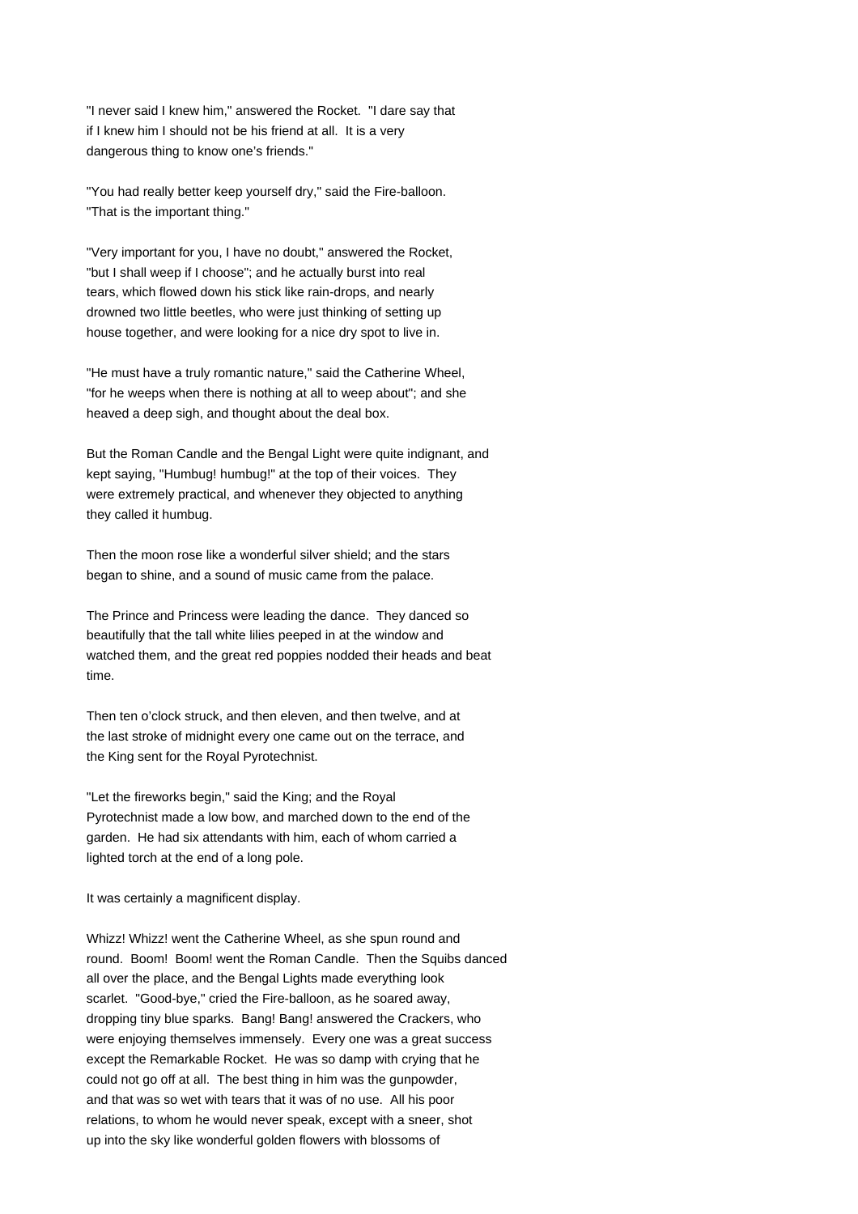"I never said I knew him," answered the Rocket. "I dare say that if I knew him I should not be his friend at all. It is a very dangerous thing to know one's friends."

"You had really better keep yourself dry," said the Fire-balloon. "That is the important thing."

"Very important for you, I have no doubt," answered the Rocket, "but I shall weep if I choose"; and he actually burst into real tears, which flowed down his stick like rain-drops, and nearly drowned two little beetles, who were just thinking of setting up house together, and were looking for a nice dry spot to live in.

"He must have a truly romantic nature," said the Catherine Wheel, "for he weeps when there is nothing at all to weep about"; and she heaved a deep sigh, and thought about the deal box.

But the Roman Candle and the Bengal Light were quite indignant, and kept saying, "Humbug! humbug!" at the top of their voices. They were extremely practical, and whenever they objected to anything they called it humbug.

Then the moon rose like a wonderful silver shield; and the stars began to shine, and a sound of music came from the palace.

The Prince and Princess were leading the dance. They danced so beautifully that the tall white lilies peeped in at the window and watched them, and the great red poppies nodded their heads and beat time.

Then ten o'clock struck, and then eleven, and then twelve, and at the last stroke of midnight every one came out on the terrace, and the King sent for the Royal Pyrotechnist.

"Let the fireworks begin," said the King; and the Royal Pyrotechnist made a low bow, and marched down to the end of the garden. He had six attendants with him, each of whom carried a lighted torch at the end of a long pole.

It was certainly a magnificent display.

Whizz! Whizz! went the Catherine Wheel, as she spun round and round. Boom! Boom! went the Roman Candle. Then the Squibs danced all over the place, and the Bengal Lights made everything look scarlet. "Good-bye," cried the Fire-balloon, as he soared away, dropping tiny blue sparks. Bang! Bang! answered the Crackers, who were enjoying themselves immensely. Every one was a great success except the Remarkable Rocket. He was so damp with crying that he could not go off at all. The best thing in him was the gunpowder, and that was so wet with tears that it was of no use. All his poor relations, to whom he would never speak, except with a sneer, shot up into the sky like wonderful golden flowers with blossoms of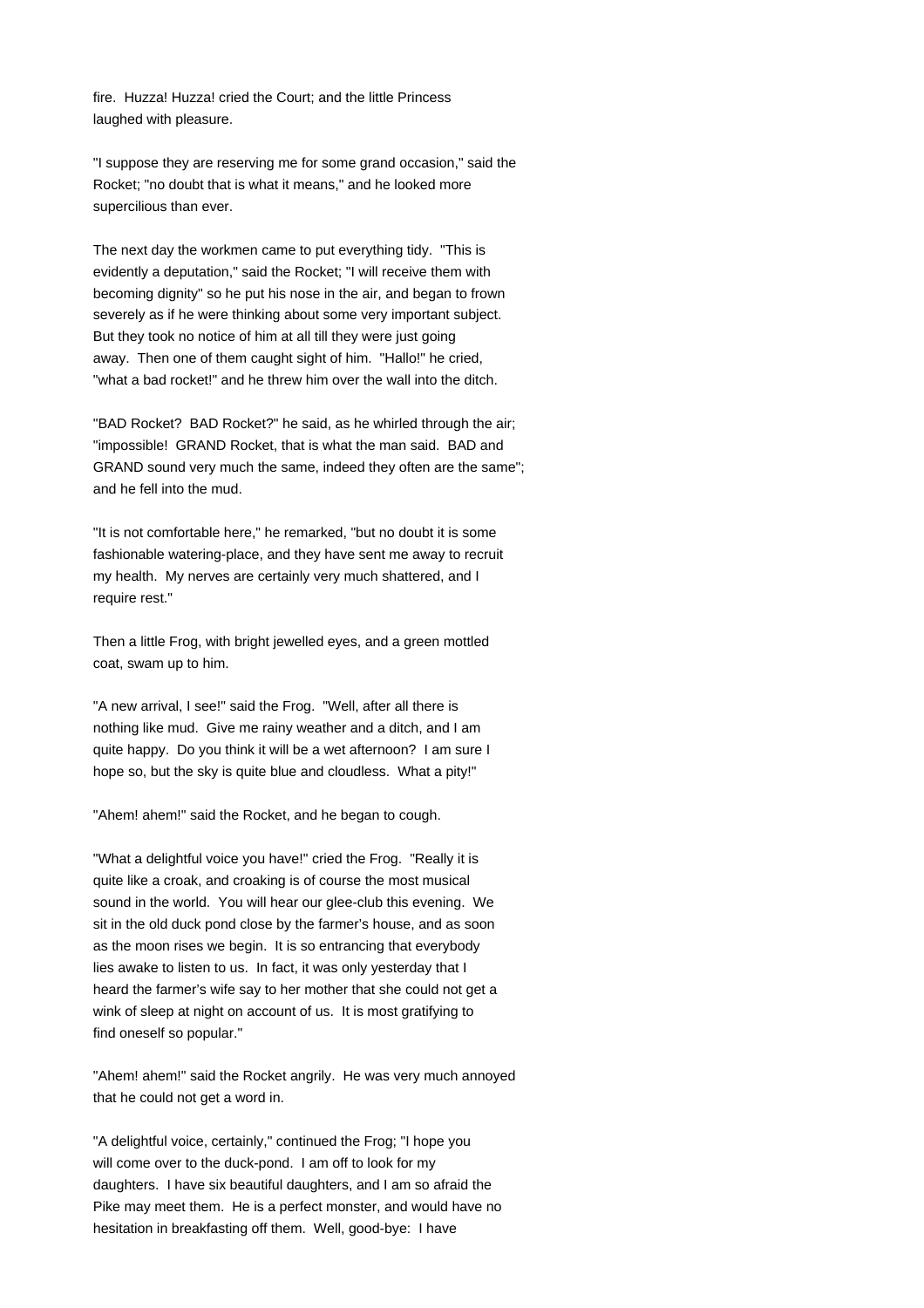fire. Huzza! Huzza! cried the Court; and the little Princess laughed with pleasure.

"I suppose they are reserving me for some grand occasion," said the Rocket; "no doubt that is what it means," and he looked more supercilious than ever.

The next day the workmen came to put everything tidy. "This is evidently a deputation," said the Rocket; "I will receive them with becoming dignity" so he put his nose in the air, and began to frown severely as if he were thinking about some very important subject. But they took no notice of him at all till they were just going away. Then one of them caught sight of him. "Hallo!" he cried, "what a bad rocket!" and he threw him over the wall into the ditch.

"BAD Rocket? BAD Rocket?" he said, as he whirled through the air; "impossible! GRAND Rocket, that is what the man said. BAD and GRAND sound very much the same, indeed they often are the same"; and he fell into the mud.

"It is not comfortable here," he remarked, "but no doubt it is some fashionable watering-place, and they have sent me away to recruit my health. My nerves are certainly very much shattered, and I require rest."

Then a little Frog, with bright jewelled eyes, and a green mottled coat, swam up to him.

"A new arrival, I see!" said the Frog. "Well, after all there is nothing like mud. Give me rainy weather and a ditch, and I am quite happy. Do you think it will be a wet afternoon? I am sure I hope so, but the sky is quite blue and cloudless. What a pity!"

"Ahem! ahem!" said the Rocket, and he began to cough.

"What a delightful voice you have!" cried the Frog. "Really it is quite like a croak, and croaking is of course the most musical sound in the world. You will hear our glee-club this evening. We sit in the old duck pond close by the farmer's house, and as soon as the moon rises we begin. It is so entrancing that everybody lies awake to listen to us. In fact, it was only yesterday that I heard the farmer's wife say to her mother that she could not get a wink of sleep at night on account of us. It is most gratifying to find oneself so popular."

"Ahem! ahem!" said the Rocket angrily. He was very much annoyed that he could not get a word in.

"A delightful voice, certainly," continued the Frog; "I hope you will come over to the duck-pond. I am off to look for my daughters. I have six beautiful daughters, and I am so afraid the Pike may meet them. He is a perfect monster, and would have no hesitation in breakfasting off them. Well, good-bye: I have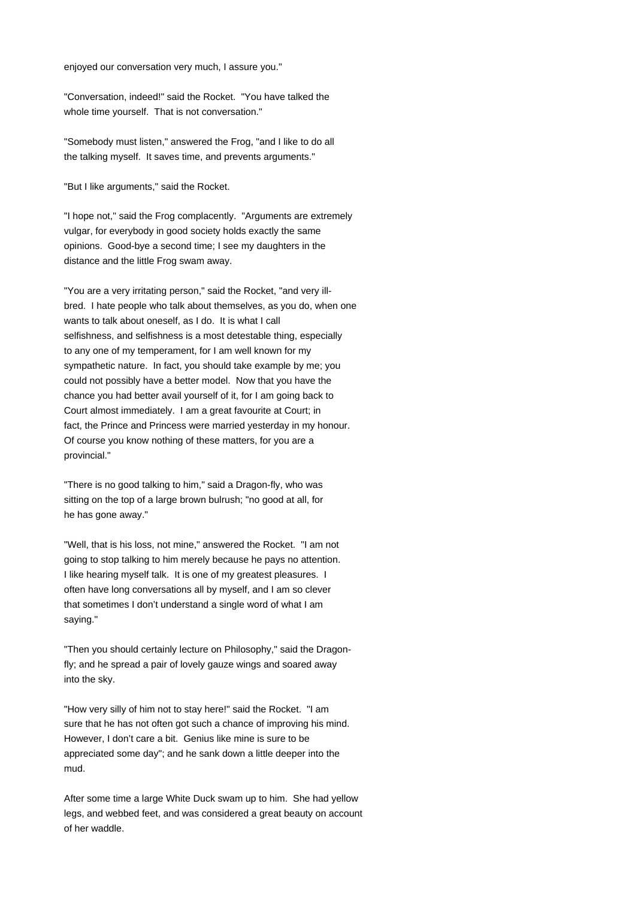enjoyed our conversation very much, I assure you."

"Conversation, indeed!" said the Rocket. "You have talked the whole time yourself. That is not conversation."

"Somebody must listen," answered the Frog, "and I like to do all the talking myself. It saves time, and prevents arguments."

"But I like arguments," said the Rocket.

"I hope not," said the Frog complacently. "Arguments are extremely vulgar, for everybody in good society holds exactly the same opinions. Good-bye a second time; I see my daughters in the distance and the little Frog swam away.

"You are a very irritating person," said the Rocket, "and very ill-bred. I hate people who talk about themselves, as you do, when one wants to talk about oneself, as I do. It is what I call selfishness, and selfishness is a most detestable thing, especially to any one of my temperament, for I am well known for my sympathetic nature. In fact, you should take example by me; you could not possibly have a better model. Now that you have the chance you had better avail yourself of it, for I am going back to Court almost immediately. I am a great favourite at Court; in fact, the Prince and Princess were married yesterday in my honour. Of course you know nothing of these matters, for you are a provincial."

"There is no good talking to him," said a Dragon-fly, who was sitting on the top of a large brown bulrush; "no good at all, for he has gone away."

"Well, that is his loss, not mine," answered the Rocket. "I am not going to stop talking to him merely because he pays no attention. I like hearing myself talk. It is one of my greatest pleasures. I often have long conversations all by myself, and I am so clever that sometimes I don't understand a single word of what I am saying."

"Then you should certainly lecture on Philosophy," said the Dragon-fly; and he spread a pair of lovely gauze wings and soared away into the sky.

"How very silly of him not to stay here!" said the Rocket. "I am sure that he has not often got such a chance of improving his mind. However, I don't care a bit. Genius like mine is sure to be appreciated some day"; and he sank down a little deeper into the mud.

After some time a large White Duck swam up to him. She had yellow legs, and webbed feet, and was considered a great beauty on account of her waddle.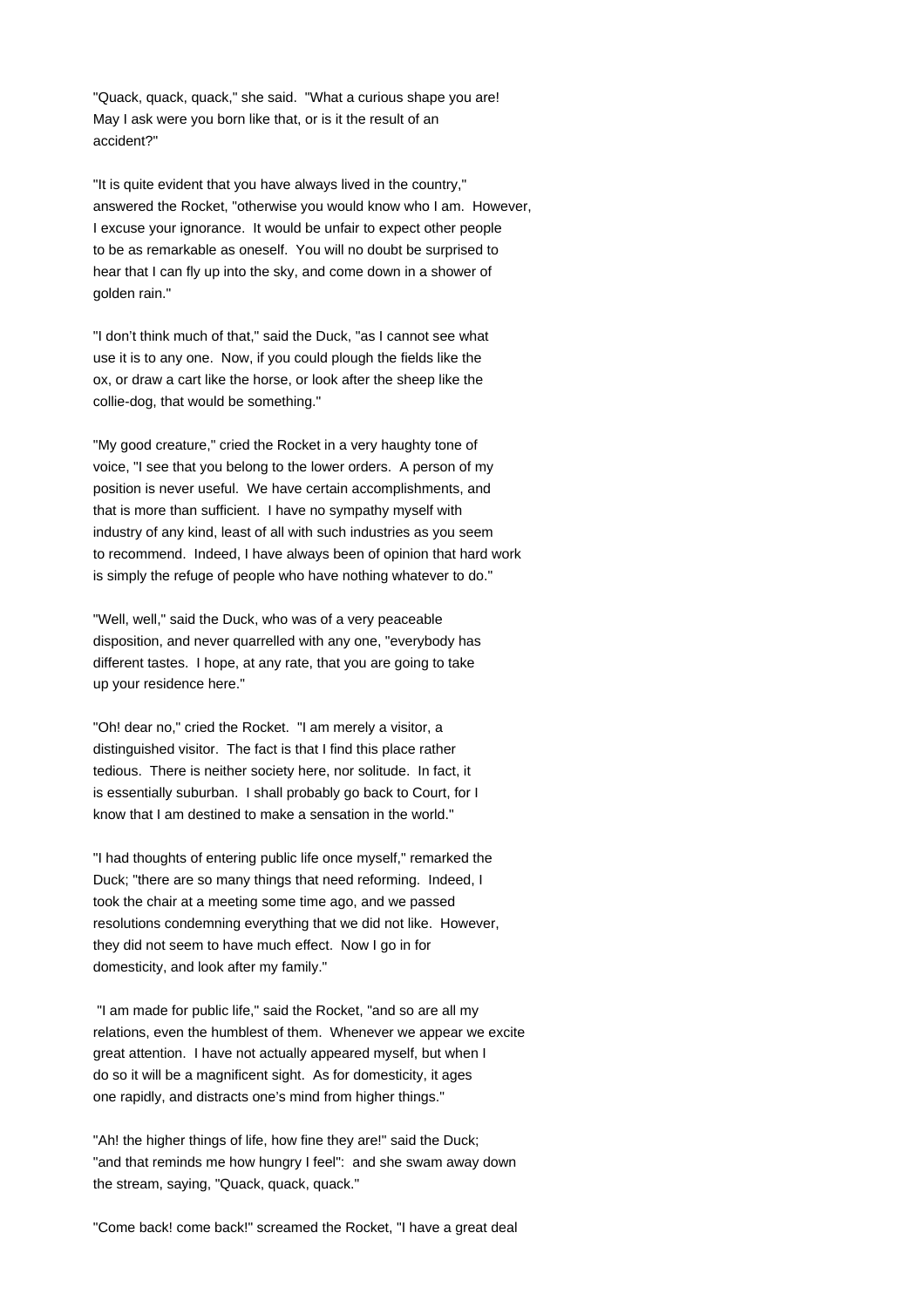"Quack, quack, quack," she said. "What a curious shape you are! May I ask were you born like that, or is it the result of an accident?"

"It is quite evident that you have always lived in the country," answered the Rocket, "otherwise you would know who I am. However, I excuse your ignorance. It would be unfair to expect other people to be as remarkable as oneself. You will no doubt be surprised to hear that I can fly up into the sky, and come down in a shower of golden rain."

"I don't think much of that," said the Duck, "as I cannot see what use it is to any one. Now, if you could plough the fields like the ox, or draw a cart like the horse, or look after the sheep like the collie-dog, that would be something."

"My good creature," cried the Rocket in a very haughty tone of voice, "I see that you belong to the lower orders. A person of my position is never useful. We have certain accomplishments, and that is more than sufficient. I have no sympathy myself with industry of any kind, least of all with such industries as you seem to recommend. Indeed, I have always been of opinion that hard work is simply the refuge of people who have nothing whatever to do."

"Well, well," said the Duck, who was of a very peaceable disposition, and never quarrelled with any one, "everybody has different tastes. I hope, at any rate, that you are going to take up your residence here."

"Oh! dear no," cried the Rocket. "I am merely a visitor, a distinguished visitor. The fact is that I find this place rather tedious. There is neither society here, nor solitude. In fact, it is essentially suburban. I shall probably go back to Court, for I know that I am destined to make a sensation in the world."

"I had thoughts of entering public life once myself," remarked the Duck; "there are so many things that need reforming. Indeed, I took the chair at a meeting some time ago, and we passed resolutions condemning everything that we did not like. However, they did not seem to have much effect. Now I go in for domesticity, and look after my family."

"I am made for public life," said the Rocket, "and so are all my relations, even the humblest of them. Whenever we appear we excite great attention. I have not actually appeared myself, but when I do so it will be a magnificent sight. As for domesticity, it ages one rapidly, and distracts one's mind from higher things."

"Ah! the higher things of life, how fine they are!" said the Duck; "and that reminds me how hungry I feel": and she swam away down the stream, saying, "Quack, quack, quack."

"Come back! come back!" screamed the Rocket, "I have a great deal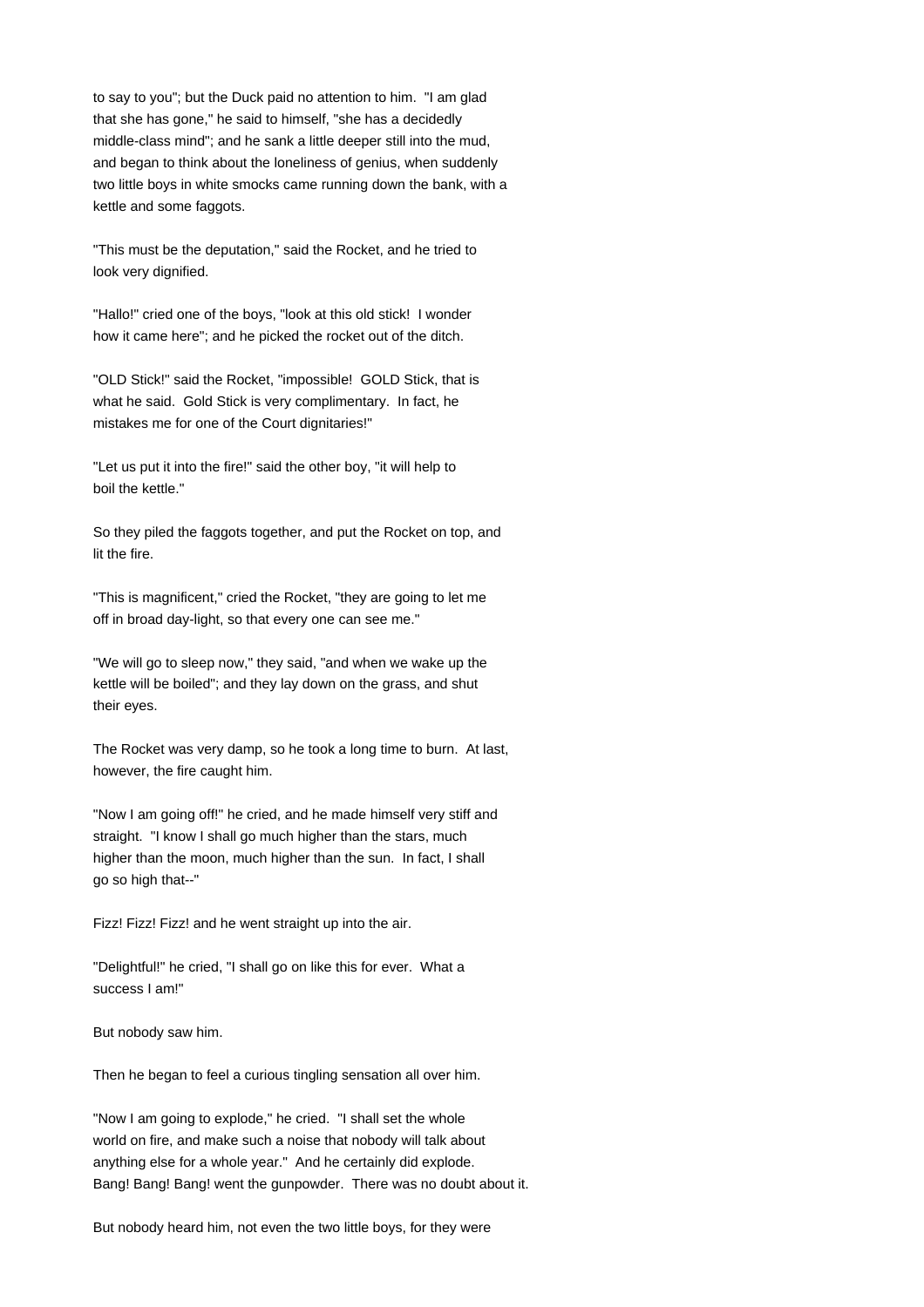to say to you"; but the Duck paid no attention to him. "I am glad that she has gone," he said to himself, "she has a decidedly middle-class mind"; and he sank a little deeper still into the mud, and began to think about the loneliness of genius, when suddenly two little boys in white smocks came running down the bank, with a kettle and some faggots.

"This must be the deputation," said the Rocket, and he tried to look very dignified.

"Hallo!" cried one of the boys, "look at this old stick! I wonder how it came here"; and he picked the rocket out of the ditch.

"OLD Stick!" said the Rocket, "impossible! GOLD Stick, that is what he said. Gold Stick is very complimentary. In fact, he mistakes me for one of the Court dignitaries!"

"Let us put it into the fire!" said the other boy, "it will help to boil the kettle."

So they piled the faggots together, and put the Rocket on top, and lit the fire.

"This is magnificent," cried the Rocket, "they are going to let me off in broad day-light, so that every one can see me."

"We will go to sleep now," they said, "and when we wake up the kettle will be boiled"; and they lay down on the grass, and shut their eyes.

The Rocket was very damp, so he took a long time to burn. At last, however, the fire caught him.

"Now I am going off!" he cried, and he made himself very stiff and straight. "I know I shall go much higher than the stars, much higher than the moon, much higher than the sun. In fact, I shall go so high that--"

Fizz! Fizz! Fizz! and he went straight up into the air.

"Delightful!" he cried, "I shall go on like this for ever. What a success I am!"

But nobody saw him.

Then he began to feel a curious tingling sensation all over him.

"Now I am going to explode," he cried. "I shall set the whole world on fire, and make such a noise that nobody will talk about anything else for a whole year." And he certainly did explode. Bang! Bang! Bang! went the gunpowder. There was no doubt about it.

But nobody heard him, not even the two little boys, for they were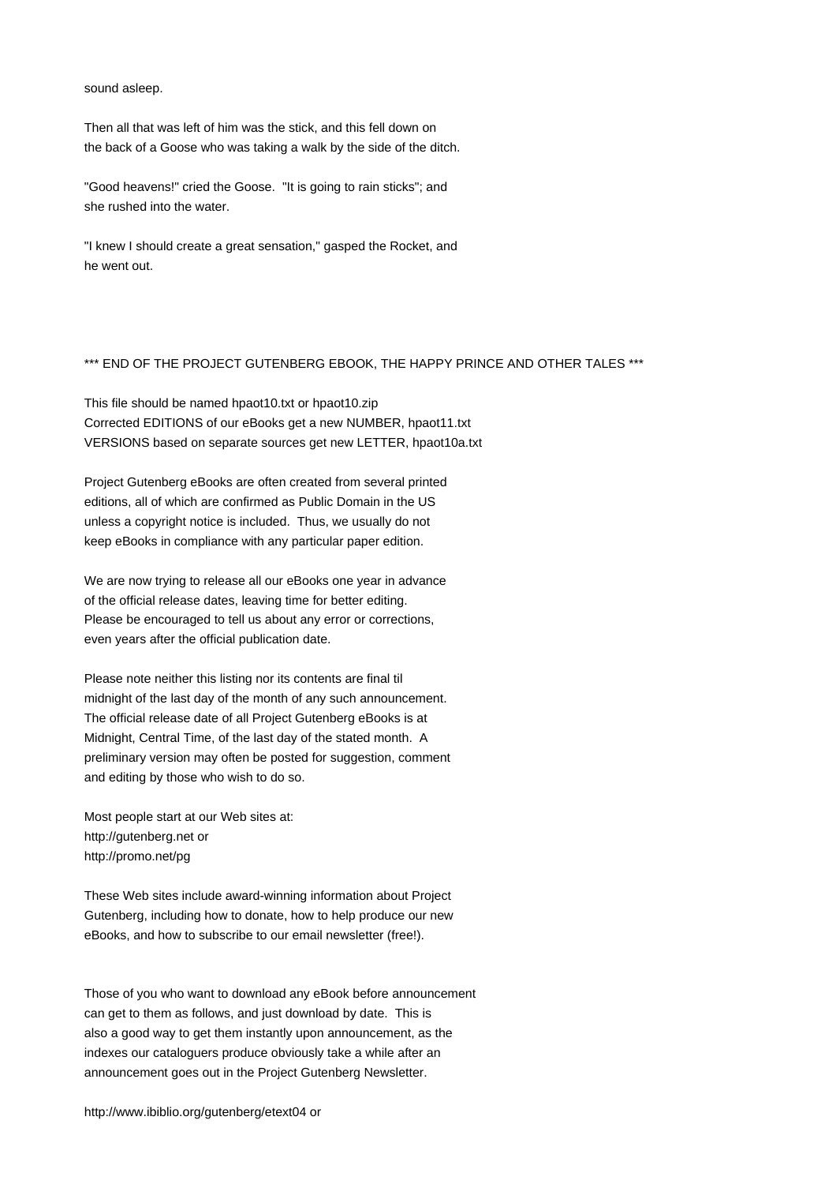sound asleep.

Then all that was left of him was the stick, and this fell down on the back of a Goose who was taking a walk by the side of the ditch.

"Good heavens!" cried the Goose. "It is going to rain sticks"; and she rushed into the water.

"I knew I should create a great sensation," gasped the Rocket, and he went out.

*** END OF THE PROJECT GUTENBERG EBOOK, THE HAPPY PRINCE AND OTHER TALES ***

This file should be named hpaot10.txt or hpaot10.zip
Corrected EDITIONS of our eBooks get a new NUMBER, hpaot11.txt
VERSIONS based on separate sources get new LETTER, hpaot10a.txt

Project Gutenberg eBooks are often created from several printed editions, all of which are confirmed as Public Domain in the US unless a copyright notice is included. Thus, we usually do not keep eBooks in compliance with any particular paper edition.

We are now trying to release all our eBooks one year in advance of the official release dates, leaving time for better editing. Please be encouraged to tell us about any error or corrections, even years after the official publication date.

Please note neither this listing nor its contents are final til midnight of the last day of the month of any such announcement. The official release date of all Project Gutenberg eBooks is at Midnight, Central Time, of the last day of the stated month. A preliminary version may often be posted for suggestion, comment and editing by those who wish to do so.

Most people start at our Web sites at:
http://gutenberg.net or
http://promo.net/pg

These Web sites include award-winning information about Project Gutenberg, including how to donate, how to help produce our new eBooks, and how to subscribe to our email newsletter (free!).

Those of you who want to download any eBook before announcement can get to them as follows, and just download by date. This is also a good way to get them instantly upon announcement, as the indexes our cataloguers produce obviously take a while after an announcement goes out in the Project Gutenberg Newsletter.

http://www.ibiblio.org/gutenberg/etext04 or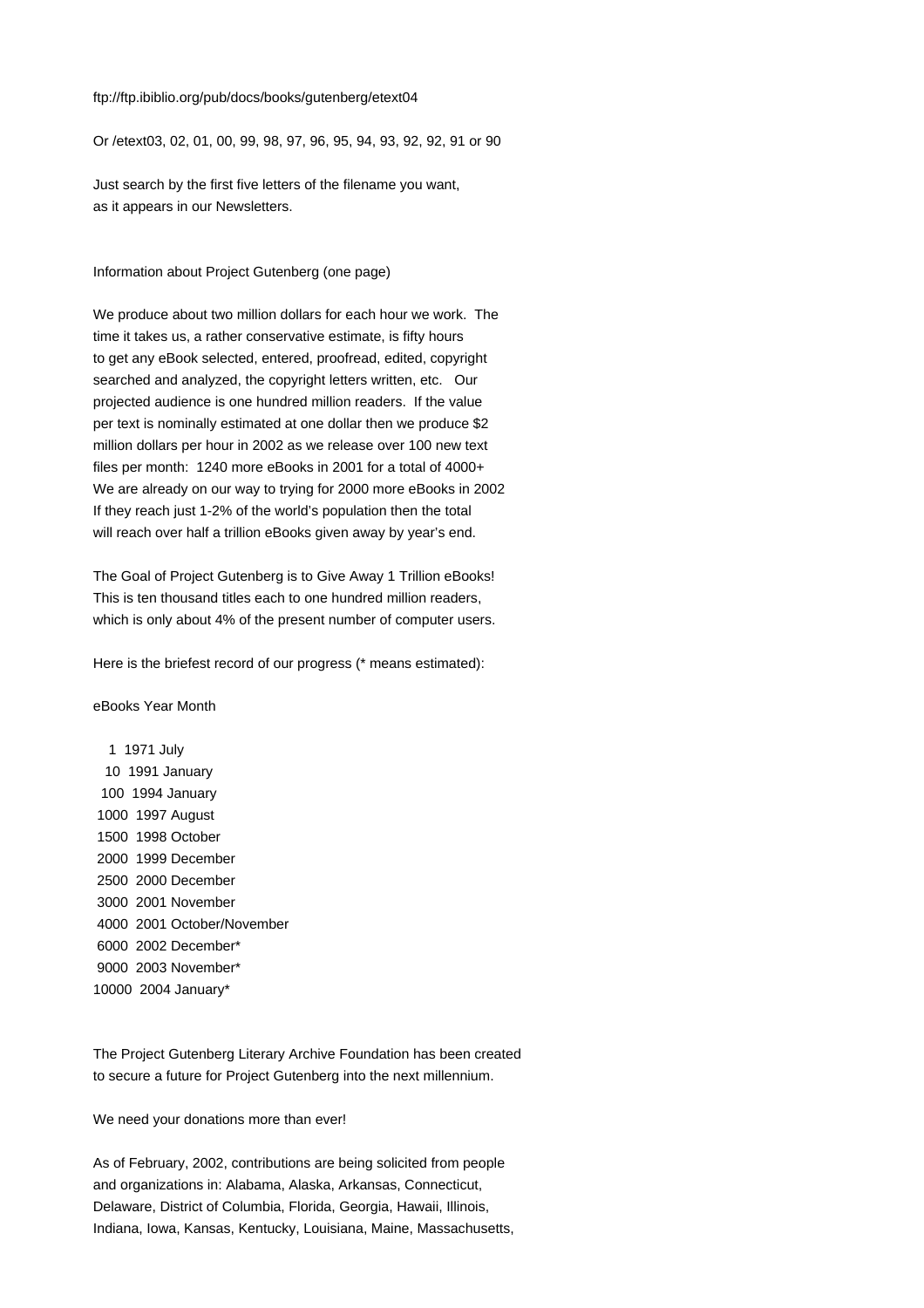ftp://ftp.ibiblio.org/pub/docs/books/gutenberg/etext04

Or /etext03, 02, 01, 00, 99, 98, 97, 96, 95, 94, 93, 92, 92, 91 or 90

Just search by the first five letters of the filename you want,
as it appears in our Newsletters.

Information about Project Gutenberg (one page)

We produce about two million dollars for each hour we work. The time it takes us, a rather conservative estimate, is fifty hours to get any eBook selected, entered, proofread, edited, copyright searched and analyzed, the copyright letters written, etc. Our projected audience is one hundred million readers. If the value per text is nominally estimated at one dollar then we produce $2 million dollars per hour in 2002 as we release over 100 new text files per month: 1240 more eBooks in 2001 for a total of 4000+
We are already on our way to trying for 2000 more eBooks in 2002
If they reach just 1-2% of the world's population then the total will reach over half a trillion eBooks given away by year's end.

The Goal of Project Gutenberg is to Give Away 1 Trillion eBooks!
This is ten thousand titles each to one hundred million readers, which is only about 4% of the present number of computer users.

Here is the briefest record of our progress (* means estimated):

```
eBooks Year Month

    1  1971 July
   10  1991 January
  100  1994 January
 1000  1997 August
 1500  1998 October
 2000  1999 December
 2500  2000 December
 3000  2001 November
 4000  2001 October/November
 6000  2002 December*
 9000  2003 November*
10000  2004 January*
```

The Project Gutenberg Literary Archive Foundation has been created to secure a future for Project Gutenberg into the next millennium.

We need your donations more than ever!

As of February, 2002, contributions are being solicited from people and organizations in: Alabama, Alaska, Arkansas, Connecticut, Delaware, District of Columbia, Florida, Georgia, Hawaii, Illinois, Indiana, Iowa, Kansas, Kentucky, Louisiana, Maine, Massachusetts,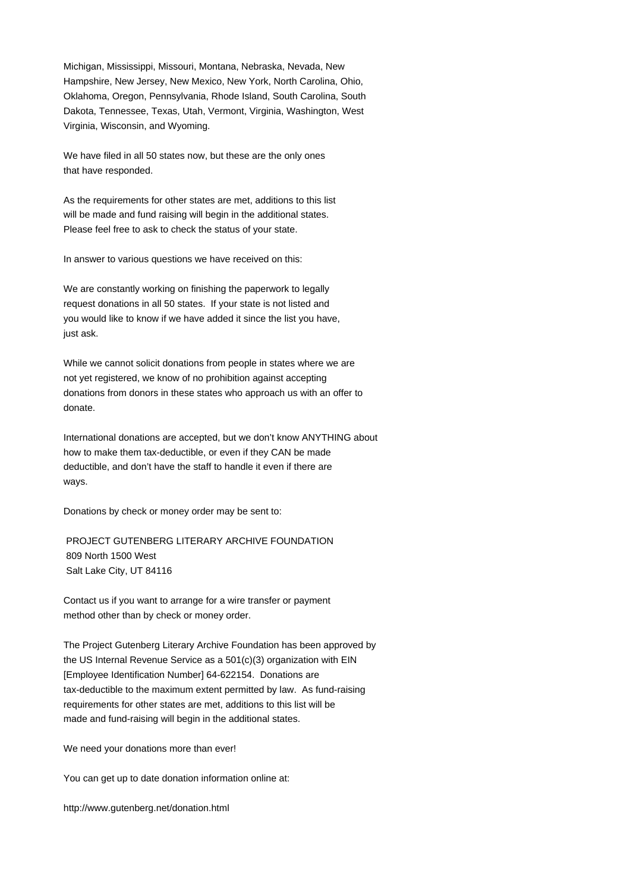Michigan, Mississippi, Missouri, Montana, Nebraska, Nevada, New Hampshire, New Jersey, New Mexico, New York, North Carolina, Ohio, Oklahoma, Oregon, Pennsylvania, Rhode Island, South Carolina, South Dakota, Tennessee, Texas, Utah, Vermont, Virginia, Washington, West Virginia, Wisconsin, and Wyoming.

We have filed in all 50 states now, but these are the only ones that have responded.

As the requirements for other states are met, additions to this list will be made and fund raising will begin in the additional states. Please feel free to ask to check the status of your state.

In answer to various questions we have received on this:

We are constantly working on finishing the paperwork to legally request donations in all 50 states. If your state is not listed and you would like to know if we have added it since the list you have, just ask.

While we cannot solicit donations from people in states where we are not yet registered, we know of no prohibition against accepting donations from donors in these states who approach us with an offer to donate.

International donations are accepted, but we don't know ANYTHING about how to make them tax-deductible, or even if they CAN be made deductible, and don't have the staff to handle it even if there are ways.

Donations by check or money order may be sent to:

PROJECT GUTENBERG LITERARY ARCHIVE FOUNDATION
809 North 1500 West
Salt Lake City, UT 84116

Contact us if you want to arrange for a wire transfer or payment method other than by check or money order.

The Project Gutenberg Literary Archive Foundation has been approved by the US Internal Revenue Service as a 501(c)(3) organization with EIN [Employee Identification Number] 64-622154. Donations are tax-deductible to the maximum extent permitted by law. As fund-raising requirements for other states are met, additions to this list will be made and fund-raising will begin in the additional states.

We need your donations more than ever!

You can get up to date donation information online at:

http://www.gutenberg.net/donation.html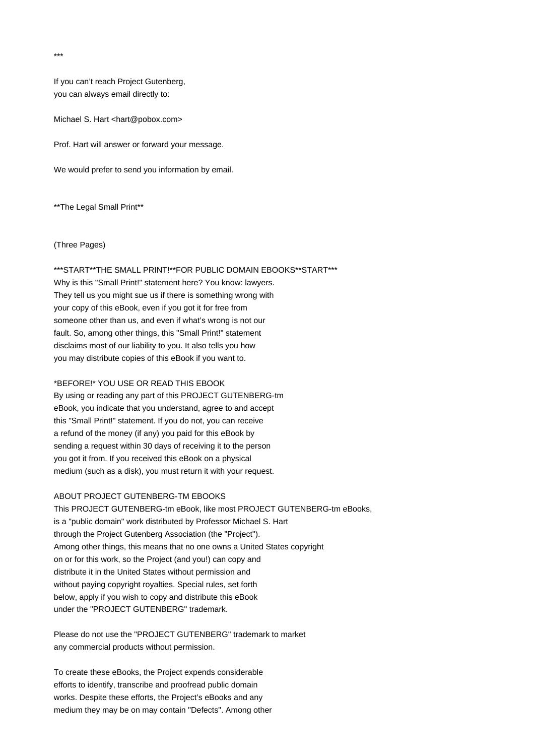***

If you can’t reach Project Gutenberg,
you can always email directly to:

Michael S. Hart <hart@pobox.com>

Prof. Hart will answer or forward your message.

We would prefer to send you information by email.

**The Legal Small Print**

(Three Pages)

***START**THE SMALL PRINT!**FOR PUBLIC DOMAIN EBOOKS**START***
Why is this "Small Print!" statement here? You know: lawyers.
They tell us you might sue us if there is something wrong with
your copy of this eBook, even if you got it for free from
someone other than us, and even if what’s wrong is not our
fault. So, among other things, this "Small Print!" statement
disclaims most of our liability to you. It also tells you how
you may distribute copies of this eBook if you want to.

*BEFORE!* YOU USE OR READ THIS EBOOK
By using or reading any part of this PROJECT GUTENBERG-tm
eBook, you indicate that you understand, agree to and accept
this "Small Print!" statement. If you do not, you can receive
a refund of the money (if any) you paid for this eBook by
sending a request within 30 days of receiving it to the person
you got it from. If you received this eBook on a physical
medium (such as a disk), you must return it with your request.

ABOUT PROJECT GUTENBERG-TM EBOOKS
This PROJECT GUTENBERG-tm eBook, like most PROJECT GUTENBERG-tm eBooks,
is a "public domain" work distributed by Professor Michael S. Hart
through the Project Gutenberg Association (the "Project").
Among other things, this means that no one owns a United States copyright
on or for this work, so the Project (and you!) can copy and
distribute it in the United States without permission and
without paying copyright royalties. Special rules, set forth
below, apply if you wish to copy and distribute this eBook
under the "PROJECT GUTENBERG" trademark.

Please do not use the "PROJECT GUTENBERG" trademark to market
any commercial products without permission.

To create these eBooks, the Project expends considerable
efforts to identify, transcribe and proofread public domain
works. Despite these efforts, the Project’s eBooks and any
medium they may be on may contain "Defects". Among other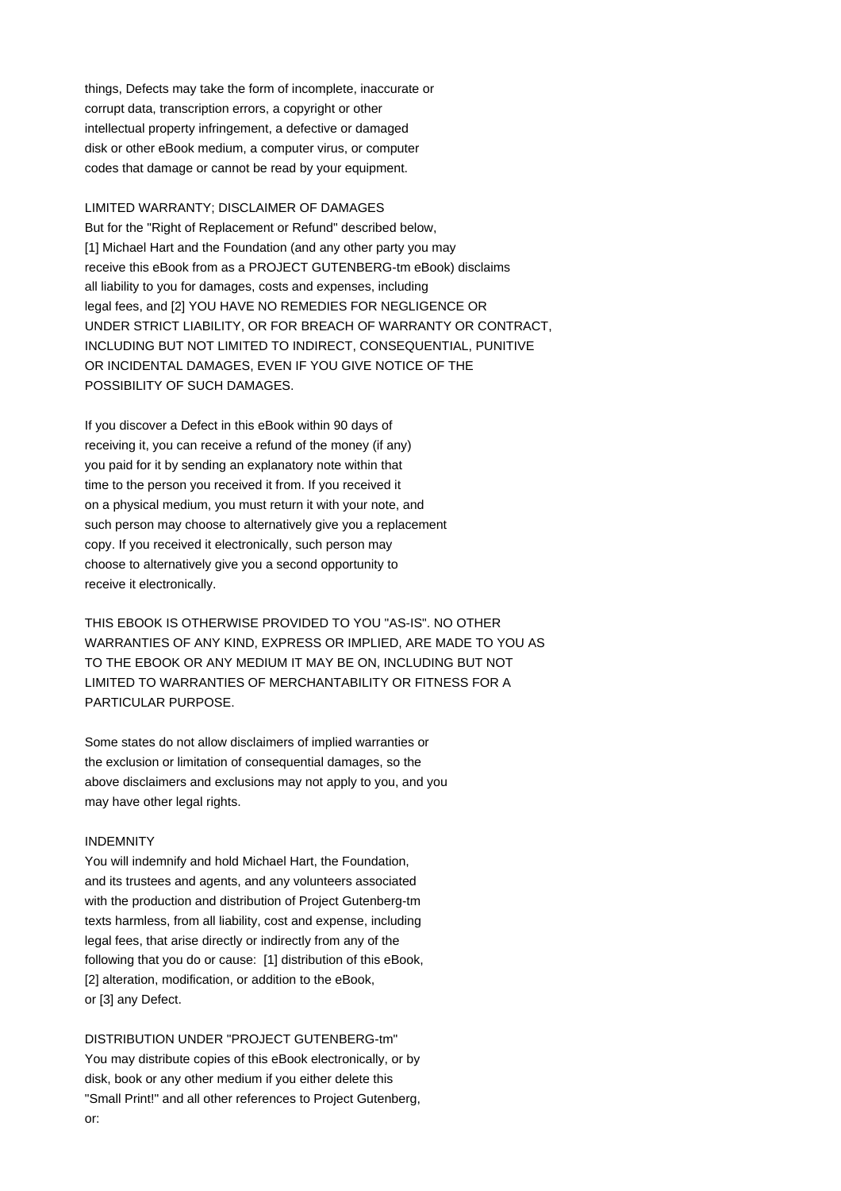things, Defects may take the form of incomplete, inaccurate or corrupt data, transcription errors, a copyright or other intellectual property infringement, a defective or damaged disk or other eBook medium, a computer virus, or computer codes that damage or cannot be read by your equipment.

LIMITED WARRANTY; DISCLAIMER OF DAMAGES
But for the "Right of Replacement or Refund" described below, [1] Michael Hart and the Foundation (and any other party you may receive this eBook from as a PROJECT GUTENBERG-tm eBook) disclaims all liability to you for damages, costs and expenses, including legal fees, and [2] YOU HAVE NO REMEDIES FOR NEGLIGENCE OR UNDER STRICT LIABILITY, OR FOR BREACH OF WARRANTY OR CONTRACT, INCLUDING BUT NOT LIMITED TO INDIRECT, CONSEQUENTIAL, PUNITIVE OR INCIDENTAL DAMAGES, EVEN IF YOU GIVE NOTICE OF THE POSSIBILITY OF SUCH DAMAGES.

If you discover a Defect in this eBook within 90 days of receiving it, you can receive a refund of the money (if any) you paid for it by sending an explanatory note within that time to the person you received it from. If you received it on a physical medium, you must return it with your note, and such person may choose to alternatively give you a replacement copy. If you received it electronically, such person may choose to alternatively give you a second opportunity to receive it electronically.

THIS EBOOK IS OTHERWISE PROVIDED TO YOU "AS-IS". NO OTHER WARRANTIES OF ANY KIND, EXPRESS OR IMPLIED, ARE MADE TO YOU AS TO THE EBOOK OR ANY MEDIUM IT MAY BE ON, INCLUDING BUT NOT LIMITED TO WARRANTIES OF MERCHANTABILITY OR FITNESS FOR A PARTICULAR PURPOSE.

Some states do not allow disclaimers of implied warranties or the exclusion or limitation of consequential damages, so the above disclaimers and exclusions may not apply to you, and you may have other legal rights.

INDEMNITY
You will indemnify and hold Michael Hart, the Foundation, and its trustees and agents, and any volunteers associated with the production and distribution of Project Gutenberg-tm texts harmless, from all liability, cost and expense, including legal fees, that arise directly or indirectly from any of the following that you do or cause: [1] distribution of this eBook, [2] alteration, modification, or addition to the eBook, or [3] any Defect.

DISTRIBUTION UNDER "PROJECT GUTENBERG-tm"
You may distribute copies of this eBook electronically, or by disk, book or any other medium if you either delete this "Small Print!" and all other references to Project Gutenberg, or: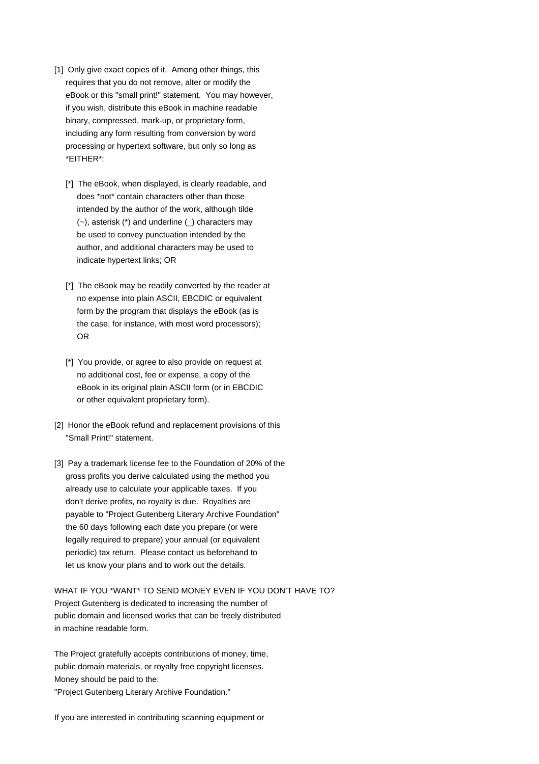[1] Only give exact copies of it. Among other things, this requires that you do not remove, alter or modify the eBook or this "small print!" statement. You may however, if you wish, distribute this eBook in machine readable binary, compressed, mark-up, or proprietary form, including any form resulting from conversion by word processing or hypertext software, but only so long as *EITHER*:

[*] The eBook, when displayed, is clearly readable, and does *not* contain characters other than those intended by the author of the work, although tilde (~), asterisk (*) and underline (_) characters may be used to convey punctuation intended by the author, and additional characters may be used to indicate hypertext links; OR

[*] The eBook may be readily converted by the reader at no expense into plain ASCII, EBCDIC or equivalent form by the program that displays the eBook (as is the case, for instance, with most word processors); OR

[*] You provide, or agree to also provide on request at no additional cost, fee or expense, a copy of the eBook in its original plain ASCII form (or in EBCDIC or other equivalent proprietary form).

[2] Honor the eBook refund and replacement provisions of this "Small Print!" statement.

[3] Pay a trademark license fee to the Foundation of 20% of the gross profits you derive calculated using the method you already use to calculate your applicable taxes. If you don't derive profits, no royalty is due. Royalties are payable to "Project Gutenberg Literary Archive Foundation" the 60 days following each date you prepare (or were legally required to prepare) your annual (or equivalent periodic) tax return. Please contact us beforehand to let us know your plans and to work out the details.

WHAT IF YOU *WANT* TO SEND MONEY EVEN IF YOU DON'T HAVE TO?
Project Gutenberg is dedicated to increasing the number of public domain and licensed works that can be freely distributed in machine readable form.

The Project gratefully accepts contributions of money, time, public domain materials, or royalty free copyright licenses. Money should be paid to the:
"Project Gutenberg Literary Archive Foundation."

If you are interested in contributing scanning equipment or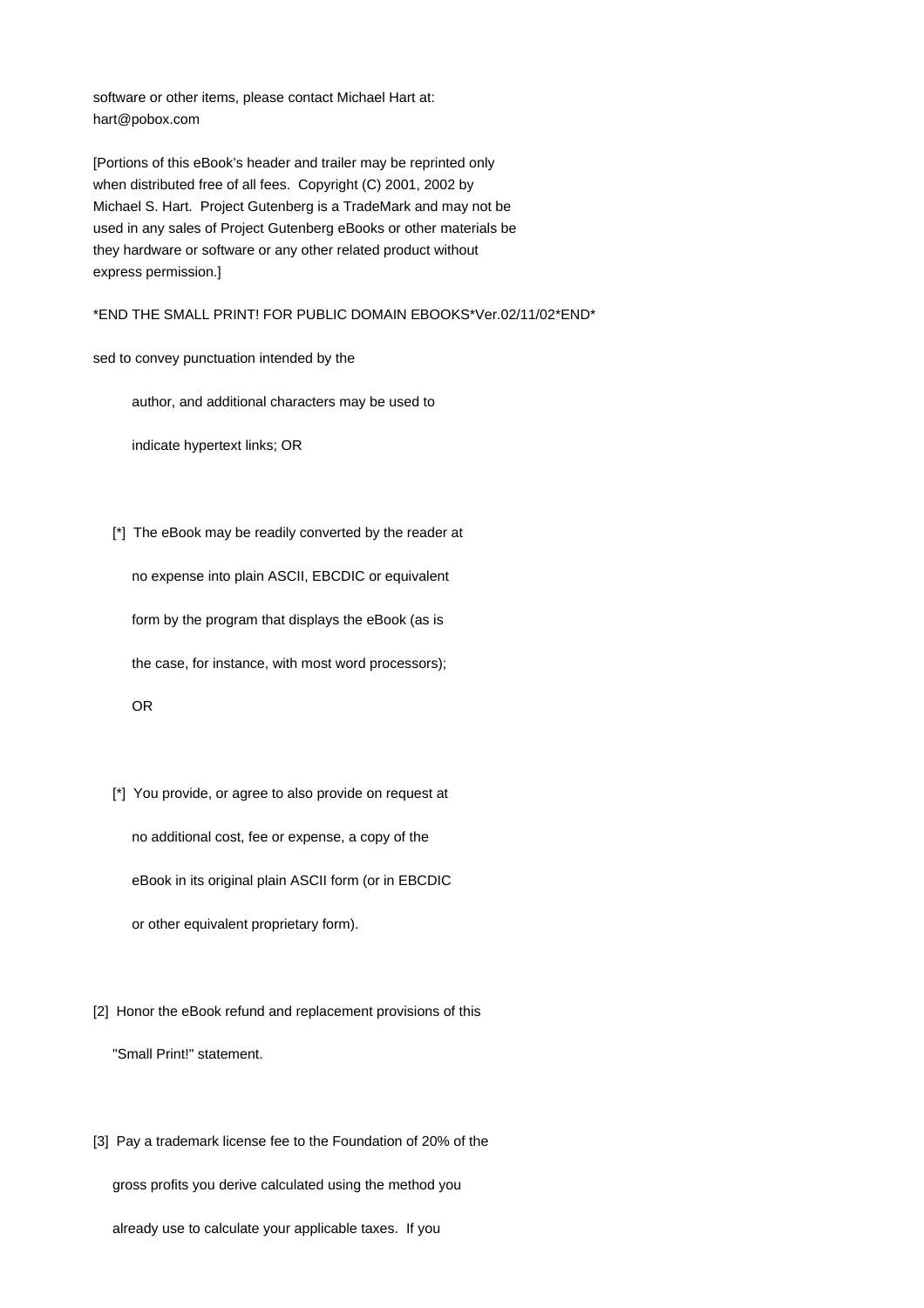software or other items, please contact Michael Hart at:
hart@pobox.com

[Portions of this eBook's header and trailer may be reprinted only
when distributed free of all fees. Copyright (C) 2001, 2002 by
Michael S. Hart. Project Gutenberg is a TradeMark and may not be
used in any sales of Project Gutenberg eBooks or other materials be
they hardware or software or any other related product without
express permission.]

*END THE SMALL PRINT! FOR PUBLIC DOMAIN EBOOKS*Ver.02/11/02*END*

sed to convey punctuation intended by the

author, and additional characters may be used to

indicate hypertext links; OR

[*] The eBook may be readily converted by the reader at

no expense into plain ASCII, EBCDIC or equivalent

form by the program that displays the eBook (as is

the case, for instance, with most word processors);

OR

[*] You provide, or agree to also provide on request at

no additional cost, fee or expense, a copy of the

eBook in its original plain ASCII form (or in EBCDIC

or other equivalent proprietary form).

[2] Honor the eBook refund and replacement provisions of this

"Small Print!" statement.

[3] Pay a trademark license fee to the Foundation of 20% of the

gross profits you derive calculated using the method you

already use to calculate your applicable taxes. If you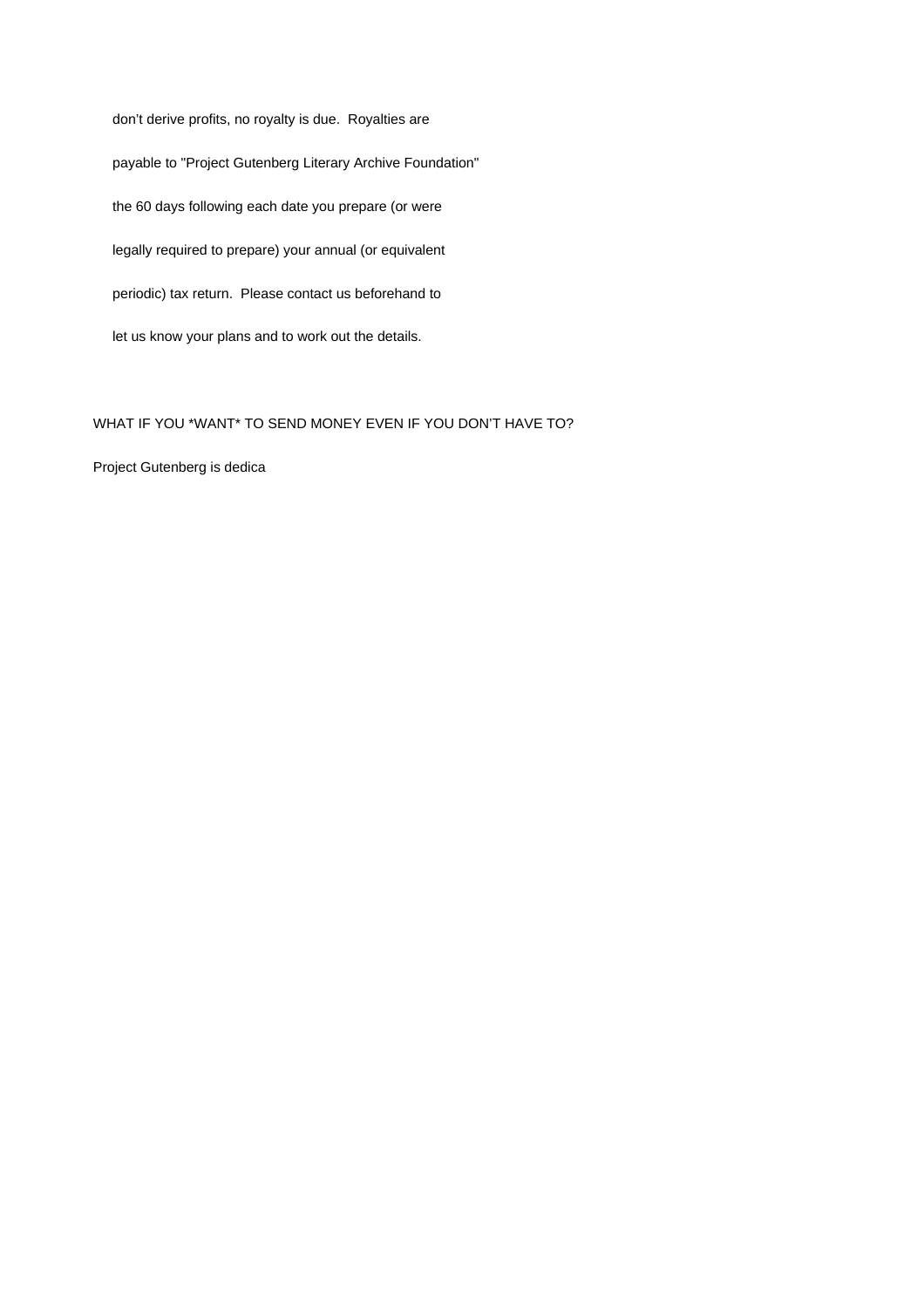don't derive profits, no royalty is due. Royalties are
payable to "Project Gutenberg Literary Archive Foundation"
the 60 days following each date you prepare (or were
legally required to prepare) your annual (or equivalent
periodic) tax return. Please contact us beforehand to
let us know your plans and to work out the details.

WHAT IF YOU *WANT* TO SEND MONEY EVEN IF YOU DON'T HAVE TO?

Project Gutenberg is dedica